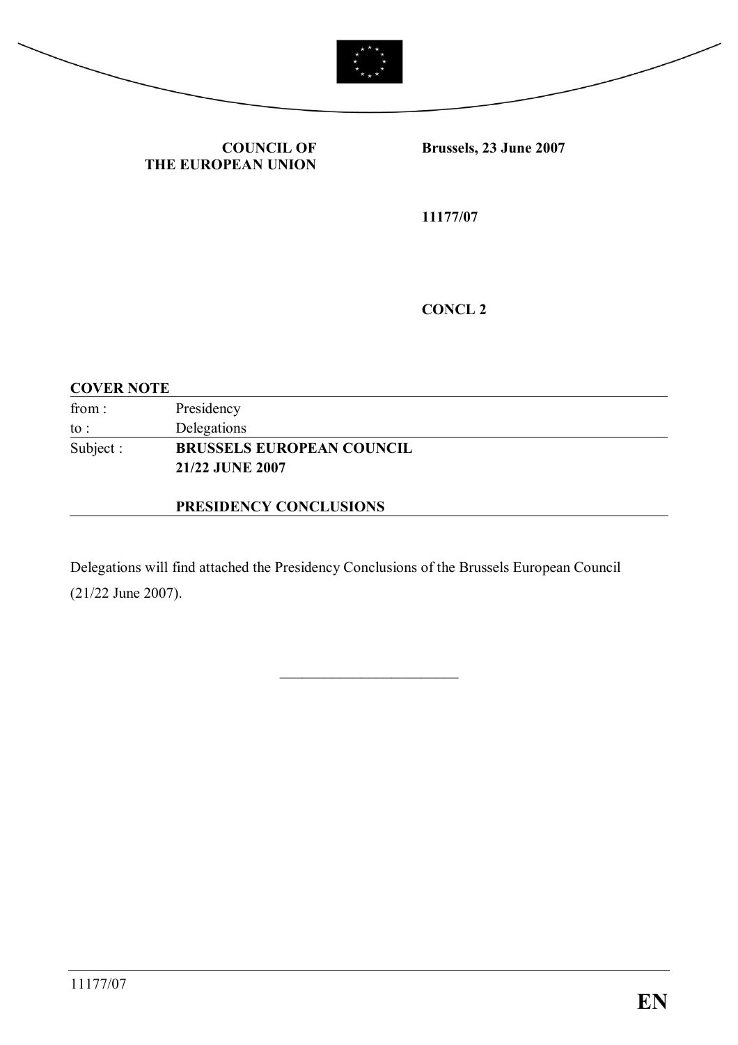**COUNCIL OF THE EUROPEAN UNION**

**Brussels, 23 June 2007**

**11177/07**

**CONCL 2**

**COVER NOTE**

| | |
|---|---|
| from : | Presidency |
| to : | Delegations |
| Subject : | **BRUSSELS EUROPEAN COUNCIL 21/22 JUNE 2007** <br><br> **PRESIDENCY CONCLUSIONS** |

Delegations will find attached the Presidency Conclusions of the Brussels European Council (21/22 June 2007).

---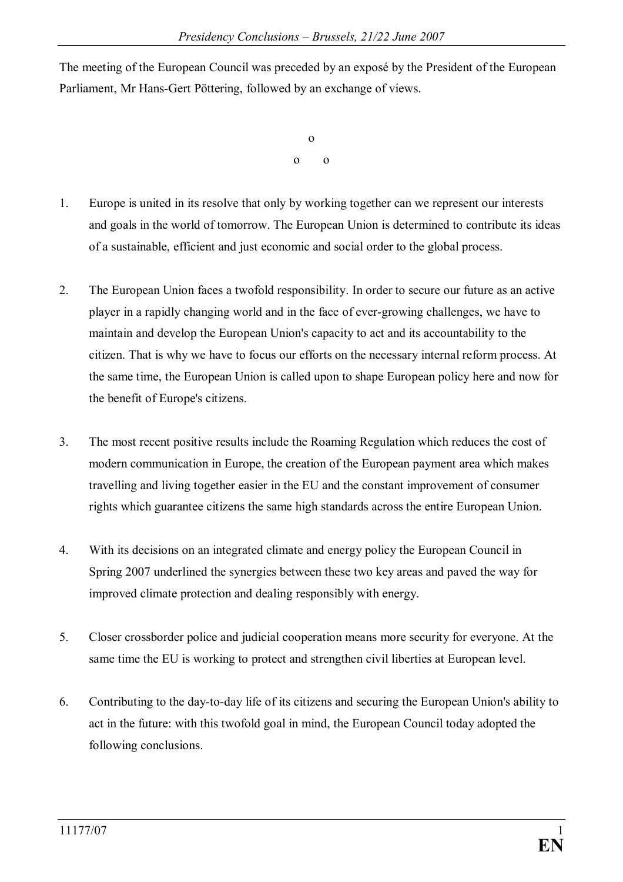The meeting of the European Council was preceded by an exposé by the President of the European Parliament, Mr Hans-Gert Pöttering, followed by an exchange of views.

o

o o

1. Europe is united in its resolve that only by working together can we represent our interests and goals in the world of tomorrow. The European Union is determined to contribute its ideas of a sustainable, efficient and just economic and social order to the global process.

2. The European Union faces a twofold responsibility. In order to secure our future as an active player in a rapidly changing world and in the face of ever-growing challenges, we have to maintain and develop the European Union's capacity to act and its accountability to the citizen. That is why we have to focus our efforts on the necessary internal reform process. At the same time, the European Union is called upon to shape European policy here and now for the benefit of Europe's citizens.

3. The most recent positive results include the Roaming Regulation which reduces the cost of modern communication in Europe, the creation of the European payment area which makes travelling and living together easier in the EU and the constant improvement of consumer rights which guarantee citizens the same high standards across the entire European Union.

4. With its decisions on an integrated climate and energy policy the European Council in Spring 2007 underlined the synergies between these two key areas and paved the way for improved climate protection and dealing responsibly with energy.

5. Closer crossborder police and judicial cooperation means more security for everyone. At the same time the EU is working to protect and strengthen civil liberties at European level.

6. Contributing to the day-to-day life of its citizens and securing the European Union's ability to act in the future: with this twofold goal in mind, the European Council today adopted the following conclusions.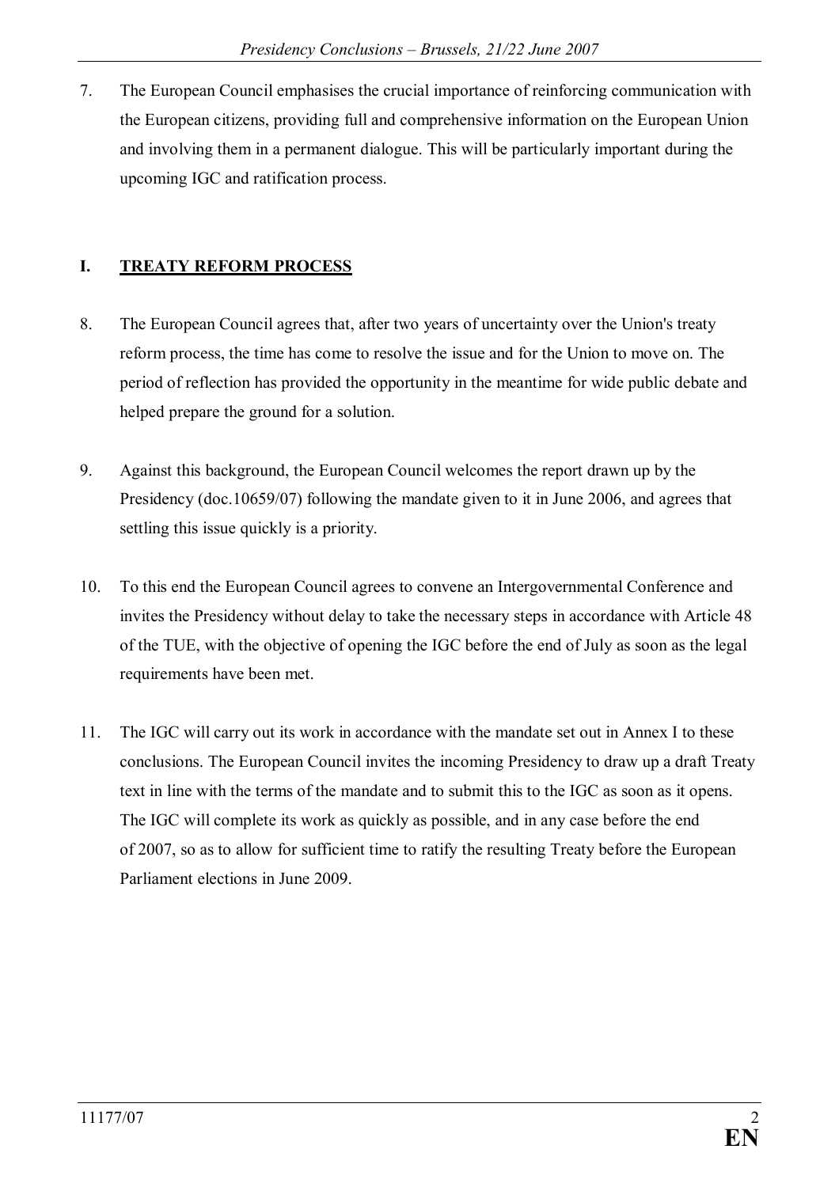7. The European Council emphasises the crucial importance of reinforcing communication with the European citizens, providing full and comprehensive information on the European Union and involving them in a permanent dialogue. This will be particularly important during the upcoming IGC and ratification process.

## I. TREATY REFORM PROCESS

8. The European Council agrees that, after two years of uncertainty over the Union's treaty reform process, the time has come to resolve the issue and for the Union to move on. The period of reflection has provided the opportunity in the meantime for wide public debate and helped prepare the ground for a solution.

9. Against this background, the European Council welcomes the report drawn up by the Presidency (doc.10659/07) following the mandate given to it in June 2006, and agrees that settling this issue quickly is a priority.

10. To this end the European Council agrees to convene an Intergovernmental Conference and invites the Presidency without delay to take the necessary steps in accordance with Article 48 of the TUE, with the objective of opening the IGC before the end of July as soon as the legal requirements have been met.

11. The IGC will carry out its work in accordance with the mandate set out in Annex I to these conclusions. The European Council invites the incoming Presidency to draw up a draft Treaty text in line with the terms of the mandate and to submit this to the IGC as soon as it opens. The IGC will complete its work as quickly as possible, and in any case before the end of 2007, so as to allow for sufficient time to ratify the resulting Treaty before the European Parliament elections in June 2009.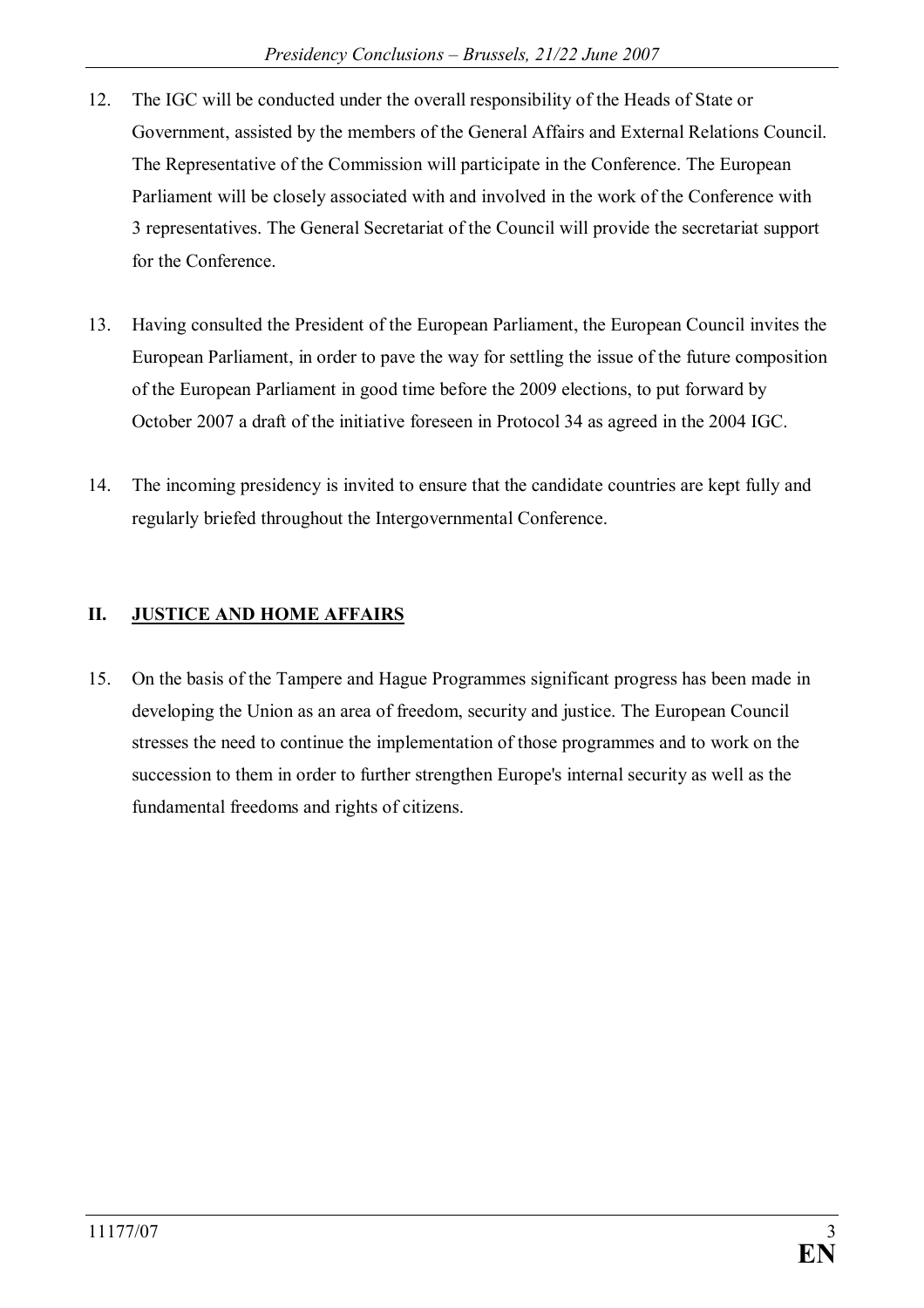12. The IGC will be conducted under the overall responsibility of the Heads of State or Government, assisted by the members of the General Affairs and External Relations Council. The Representative of the Commission will participate in the Conference. The European Parliament will be closely associated with and involved in the work of the Conference with 3 representatives. The General Secretariat of the Council will provide the secretariat support for the Conference.

13. Having consulted the President of the European Parliament, the European Council invites the European Parliament, in order to pave the way for settling the issue of the future composition of the European Parliament in good time before the 2009 elections, to put forward by October 2007 a draft of the initiative foreseen in Protocol 34 as agreed in the 2004 IGC.

14. The incoming presidency is invited to ensure that the candidate countries are kept fully and regularly briefed throughout the Intergovernmental Conference.

## II. <u>JUSTICE AND HOME AFFAIRS</u>

15. On the basis of the Tampere and Hague Programmes significant progress has been made in developing the Union as an area of freedom, security and justice. The European Council stresses the need to continue the implementation of those programmes and to work on the succession to them in order to further strengthen Europe's internal security as well as the fundamental freedoms and rights of citizens.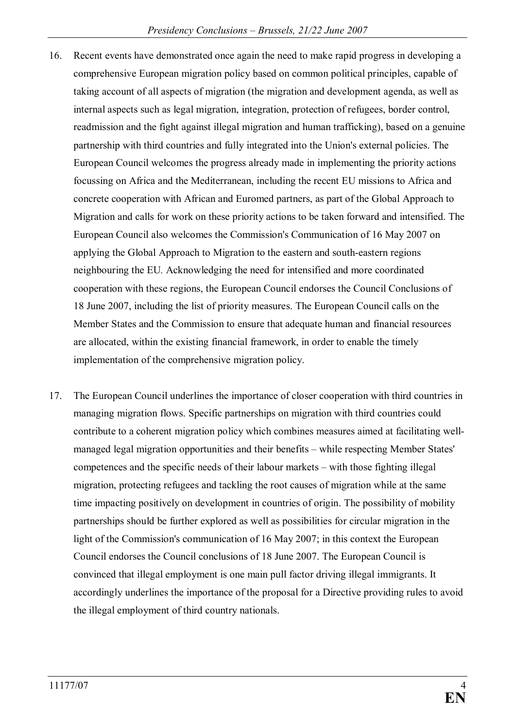16. Recent events have demonstrated once again the need to make rapid progress in developing a comprehensive European migration policy based on common political principles, capable of taking account of all aspects of migration (the migration and development agenda, as well as internal aspects such as legal migration, integration, protection of refugees, border control, readmission and the fight against illegal migration and human trafficking), based on a genuine partnership with third countries and fully integrated into the Union's external policies. The European Council welcomes the progress already made in implementing the priority actions focussing on Africa and the Mediterranean, including the recent EU missions to Africa and concrete cooperation with African and Euromed partners, as part of the Global Approach to Migration and calls for work on these priority actions to be taken forward and intensified. The European Council also welcomes the Commission's Communication of 16 May 2007 on applying the Global Approach to Migration to the eastern and south-eastern regions neighbouring the EU. Acknowledging the need for intensified and more coordinated cooperation with these regions, the European Council endorses the Council Conclusions of 18 June 2007, including the list of priority measures. The European Council calls on the Member States and the Commission to ensure that adequate human and financial resources are allocated, within the existing financial framework, in order to enable the timely implementation of the comprehensive migration policy.

17. The European Council underlines the importance of closer cooperation with third countries in managing migration flows. Specific partnerships on migration with third countries could contribute to a coherent migration policy which combines measures aimed at facilitating well-managed legal migration opportunities and their benefits – while respecting Member States' competences and the specific needs of their labour markets – with those fighting illegal migration, protecting refugees and tackling the root causes of migration while at the same time impacting positively on development in countries of origin. The possibility of mobility partnerships should be further explored as well as possibilities for circular migration in the light of the Commission's communication of 16 May 2007; in this context the European Council endorses the Council conclusions of 18 June 2007. The European Council is convinced that illegal employment is one main pull factor driving illegal immigrants. It accordingly underlines the importance of the proposal for a Directive providing rules to avoid the illegal employment of third country nationals.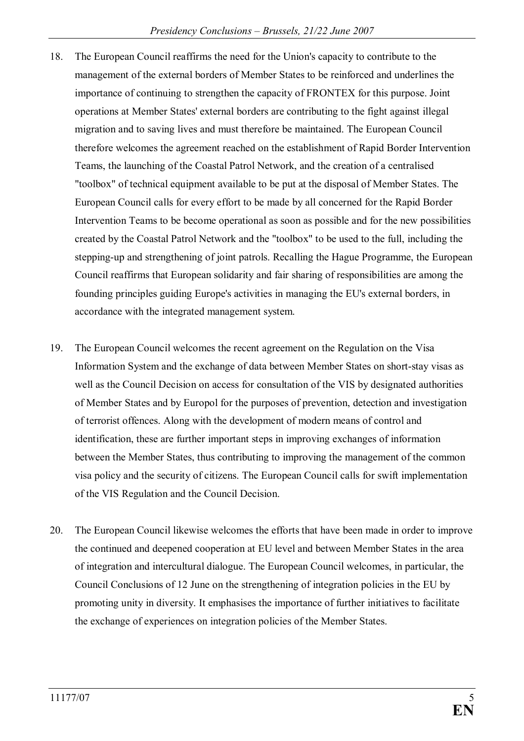18. The European Council reaffirms the need for the Union's capacity to contribute to the management of the external borders of Member States to be reinforced and underlines the importance of continuing to strengthen the capacity of FRONTEX for this purpose. Joint operations at Member States' external borders are contributing to the fight against illegal migration and to saving lives and must therefore be maintained. The European Council therefore welcomes the agreement reached on the establishment of Rapid Border Intervention Teams, the launching of the Coastal Patrol Network, and the creation of a centralised "toolbox" of technical equipment available to be put at the disposal of Member States. The European Council calls for every effort to be made by all concerned for the Rapid Border Intervention Teams to be become operational as soon as possible and for the new possibilities created by the Coastal Patrol Network and the "toolbox" to be used to the full, including the stepping-up and strengthening of joint patrols. Recalling the Hague Programme, the European Council reaffirms that European solidarity and fair sharing of responsibilities are among the founding principles guiding Europe's activities in managing the EU's external borders, in accordance with the integrated management system.

19. The European Council welcomes the recent agreement on the Regulation on the Visa Information System and the exchange of data between Member States on short-stay visas as well as the Council Decision on access for consultation of the VIS by designated authorities of Member States and by Europol for the purposes of prevention, detection and investigation of terrorist offences. Along with the development of modern means of control and identification, these are further important steps in improving exchanges of information between the Member States, thus contributing to improving the management of the common visa policy and the security of citizens. The European Council calls for swift implementation of the VIS Regulation and the Council Decision.

20. The European Council likewise welcomes the efforts that have been made in order to improve the continued and deepened cooperation at EU level and between Member States in the area of integration and intercultural dialogue. The European Council welcomes, in particular, the Council Conclusions of 12 June on the strengthening of integration policies in the EU by promoting unity in diversity. It emphasises the importance of further initiatives to facilitate the exchange of experiences on integration policies of the Member States.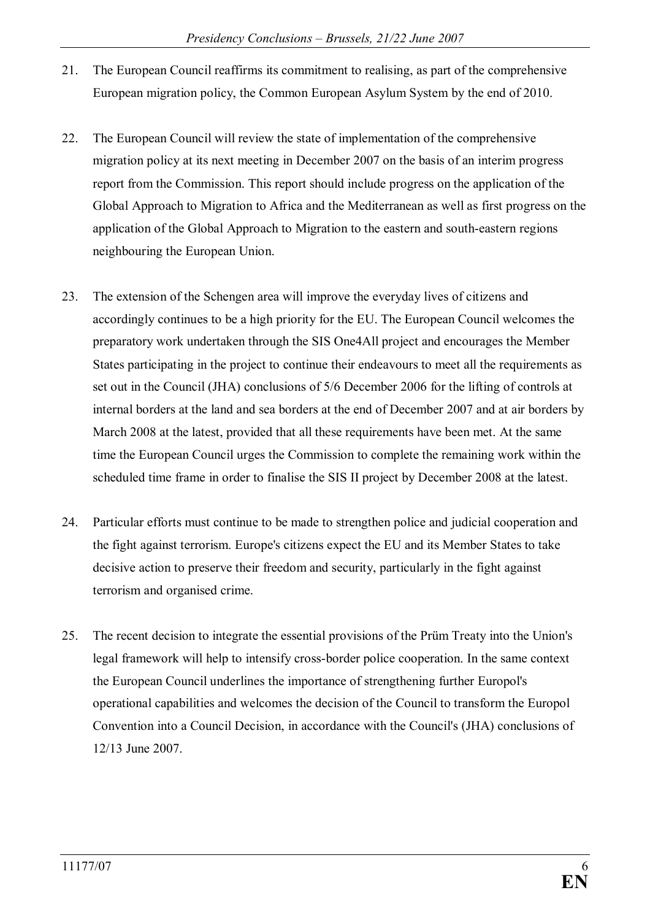21. The European Council reaffirms its commitment to realising, as part of the comprehensive European migration policy, the Common European Asylum System by the end of 2010.

22. The European Council will review the state of implementation of the comprehensive migration policy at its next meeting in December 2007 on the basis of an interim progress report from the Commission. This report should include progress on the application of the Global Approach to Migration to Africa and the Mediterranean as well as first progress on the application of the Global Approach to Migration to the eastern and south-eastern regions neighbouring the European Union.

23. The extension of the Schengen area will improve the everyday lives of citizens and accordingly continues to be a high priority for the EU. The European Council welcomes the preparatory work undertaken through the SIS One4All project and encourages the Member States participating in the project to continue their endeavours to meet all the requirements as set out in the Council (JHA) conclusions of 5/6 December 2006 for the lifting of controls at internal borders at the land and sea borders at the end of December 2007 and at air borders by March 2008 at the latest, provided that all these requirements have been met. At the same time the European Council urges the Commission to complete the remaining work within the scheduled time frame in order to finalise the SIS II project by December 2008 at the latest.

24. Particular efforts must continue to be made to strengthen police and judicial cooperation and the fight against terrorism. Europe's citizens expect the EU and its Member States to take decisive action to preserve their freedom and security, particularly in the fight against terrorism and organised crime.

25. The recent decision to integrate the essential provisions of the Prüm Treaty into the Union's legal framework will help to intensify cross-border police cooperation. In the same context the European Council underlines the importance of strengthening further Europol's operational capabilities and welcomes the decision of the Council to transform the Europol Convention into a Council Decision, in accordance with the Council's (JHA) conclusions of 12/13 June 2007.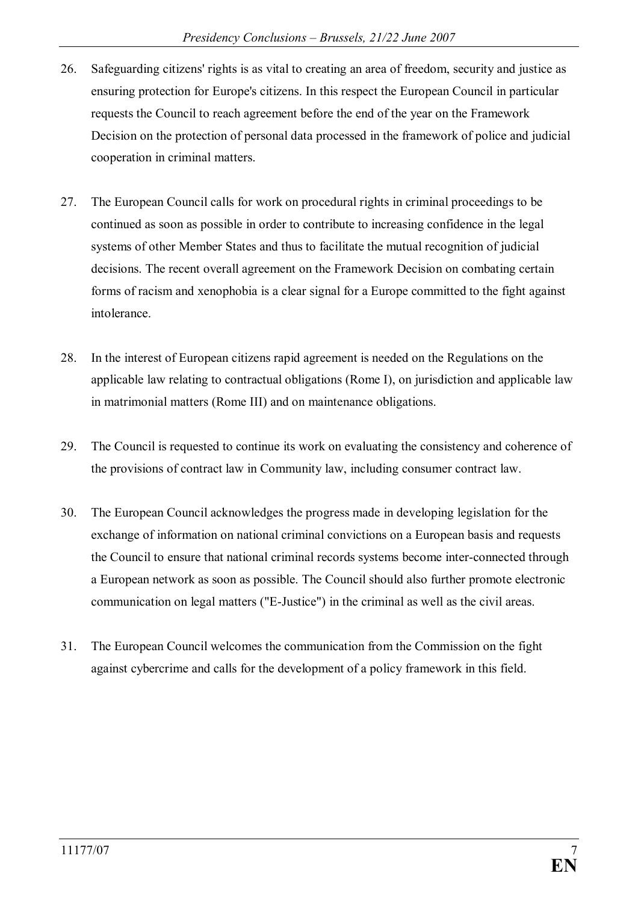26. Safeguarding citizens' rights is as vital to creating an area of freedom, security and justice as ensuring protection for Europe's citizens. In this respect the European Council in particular requests the Council to reach agreement before the end of the year on the Framework Decision on the protection of personal data processed in the framework of police and judicial cooperation in criminal matters.

27. The European Council calls for work on procedural rights in criminal proceedings to be continued as soon as possible in order to contribute to increasing confidence in the legal systems of other Member States and thus to facilitate the mutual recognition of judicial decisions. The recent overall agreement on the Framework Decision on combating certain forms of racism and xenophobia is a clear signal for a Europe committed to the fight against intolerance.

28. In the interest of European citizens rapid agreement is needed on the Regulations on the applicable law relating to contractual obligations (Rome I), on jurisdiction and applicable law in matrimonial matters (Rome III) and on maintenance obligations.

29. The Council is requested to continue its work on evaluating the consistency and coherence of the provisions of contract law in Community law, including consumer contract law.

30. The European Council acknowledges the progress made in developing legislation for the exchange of information on national criminal convictions on a European basis and requests the Council to ensure that national criminal records systems become inter-connected through a European network as soon as possible. The Council should also further promote electronic communication on legal matters ("E-Justice") in the criminal as well as the civil areas.

31. The European Council welcomes the communication from the Commission on the fight against cybercrime and calls for the development of a policy framework in this field.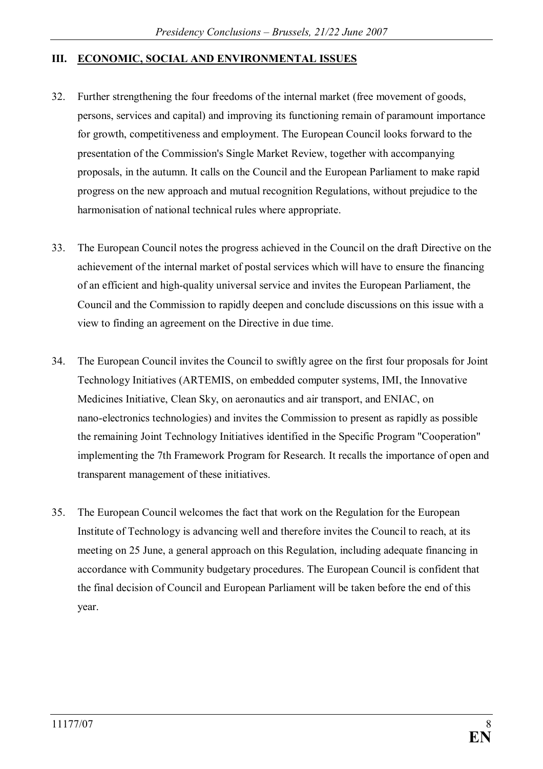## III. ECONOMIC, SOCIAL AND ENVIRONMENTAL ISSUES

32. Further strengthening the four freedoms of the internal market (free movement of goods, persons, services and capital) and improving its functioning remain of paramount importance for growth, competitiveness and employment. The European Council looks forward to the presentation of the Commission's Single Market Review, together with accompanying proposals, in the autumn. It calls on the Council and the European Parliament to make rapid progress on the new approach and mutual recognition Regulations, without prejudice to the harmonisation of national technical rules where appropriate.

33. The European Council notes the progress achieved in the Council on the draft Directive on the achievement of the internal market of postal services which will have to ensure the financing of an efficient and high-quality universal service and invites the European Parliament, the Council and the Commission to rapidly deepen and conclude discussions on this issue with a view to finding an agreement on the Directive in due time.

34. The European Council invites the Council to swiftly agree on the first four proposals for Joint Technology Initiatives (ARTEMIS, on embedded computer systems, IMI, the Innovative Medicines Initiative, Clean Sky, on aeronautics and air transport, and ENIAC, on nano-electronics technologies) and invites the Commission to present as rapidly as possible the remaining Joint Technology Initiatives identified in the Specific Program "Cooperation" implementing the 7th Framework Program for Research. It recalls the importance of open and transparent management of these initiatives.

35. The European Council welcomes the fact that work on the Regulation for the European Institute of Technology is advancing well and therefore invites the Council to reach, at its meeting on 25 June, a general approach on this Regulation, including adequate financing in accordance with Community budgetary procedures. The European Council is confident that the final decision of Council and European Parliament will be taken before the end of this year.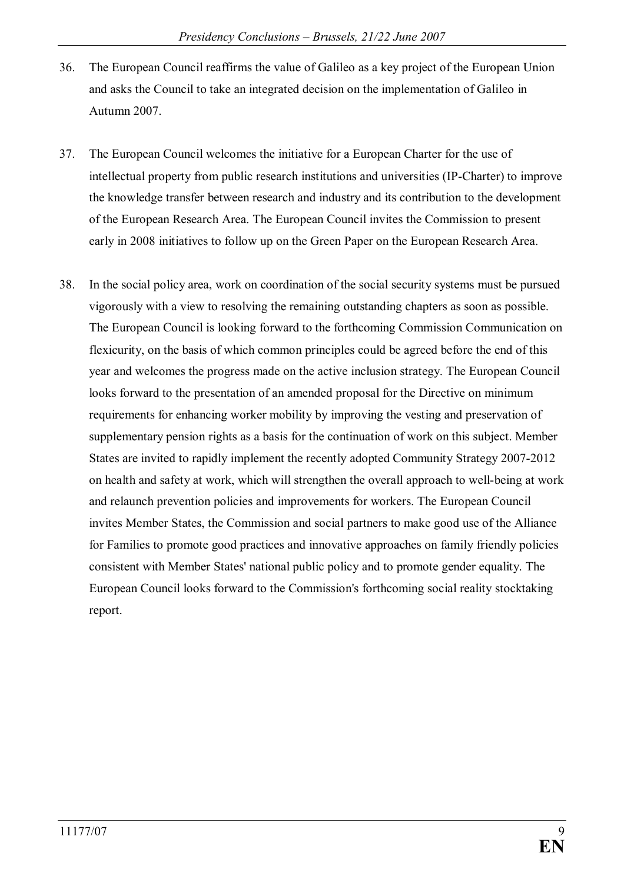36. The European Council reaffirms the value of Galileo as a key project of the European Union and asks the Council to take an integrated decision on the implementation of Galileo in Autumn 2007.

37. The European Council welcomes the initiative for a European Charter for the use of intellectual property from public research institutions and universities (IP-Charter) to improve the knowledge transfer between research and industry and its contribution to the development of the European Research Area. The European Council invites the Commission to present early in 2008 initiatives to follow up on the Green Paper on the European Research Area.

38. In the social policy area, work on coordination of the social security systems must be pursued vigorously with a view to resolving the remaining outstanding chapters as soon as possible. The European Council is looking forward to the forthcoming Commission Communication on flexicurity, on the basis of which common principles could be agreed before the end of this year and welcomes the progress made on the active inclusion strategy. The European Council looks forward to the presentation of an amended proposal for the Directive on minimum requirements for enhancing worker mobility by improving the vesting and preservation of supplementary pension rights as a basis for the continuation of work on this subject. Member States are invited to rapidly implement the recently adopted Community Strategy 2007-2012 on health and safety at work, which will strengthen the overall approach to well-being at work and relaunch prevention policies and improvements for workers. The European Council invites Member States, the Commission and social partners to make good use of the Alliance for Families to promote good practices and innovative approaches on family friendly policies consistent with Member States' national public policy and to promote gender equality. The European Council looks forward to the Commission's forthcoming social reality stocktaking report.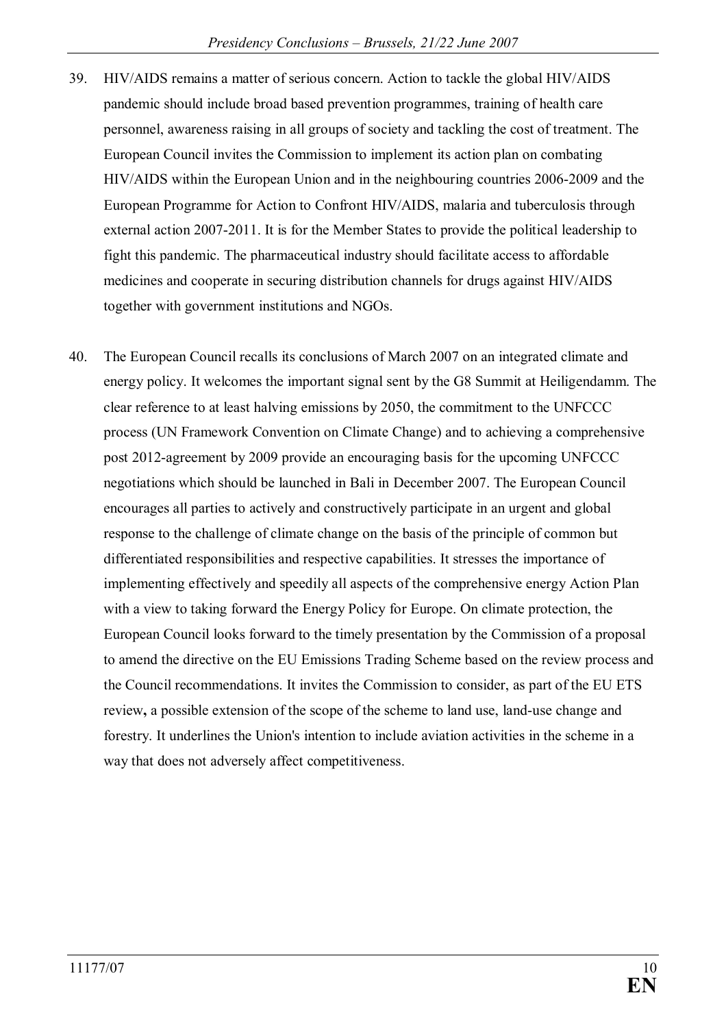39. HIV/AIDS remains a matter of serious concern. Action to tackle the global HIV/AIDS pandemic should include broad based prevention programmes, training of health care personnel, awareness raising in all groups of society and tackling the cost of treatment. The European Council invites the Commission to implement its action plan on combating HIV/AIDS within the European Union and in the neighbouring countries 2006-2009 and the European Programme for Action to Confront HIV/AIDS, malaria and tuberculosis through external action 2007-2011. It is for the Member States to provide the political leadership to fight this pandemic. The pharmaceutical industry should facilitate access to affordable medicines and cooperate in securing distribution channels for drugs against HIV/AIDS together with government institutions and NGOs.

40. The European Council recalls its conclusions of March 2007 on an integrated climate and energy policy. It welcomes the important signal sent by the G8 Summit at Heiligendamm. The clear reference to at least halving emissions by 2050, the commitment to the UNFCCC process (UN Framework Convention on Climate Change) and to achieving a comprehensive post 2012-agreement by 2009 provide an encouraging basis for the upcoming UNFCCC negotiations which should be launched in Bali in December 2007. The European Council encourages all parties to actively and constructively participate in an urgent and global response to the challenge of climate change on the basis of the principle of common but differentiated responsibilities and respective capabilities. It stresses the importance of implementing effectively and speedily all aspects of the comprehensive energy Action Plan with a view to taking forward the Energy Policy for Europe. On climate protection, the European Council looks forward to the timely presentation by the Commission of a proposal to amend the directive on the EU Emissions Trading Scheme based on the review process and the Council recommendations. It invites the Commission to consider, as part of the EU ETS review**,** a possible extension of the scope of the scheme to land use, land-use change and forestry. It underlines the Union's intention to include aviation activities in the scheme in a way that does not adversely affect competitiveness.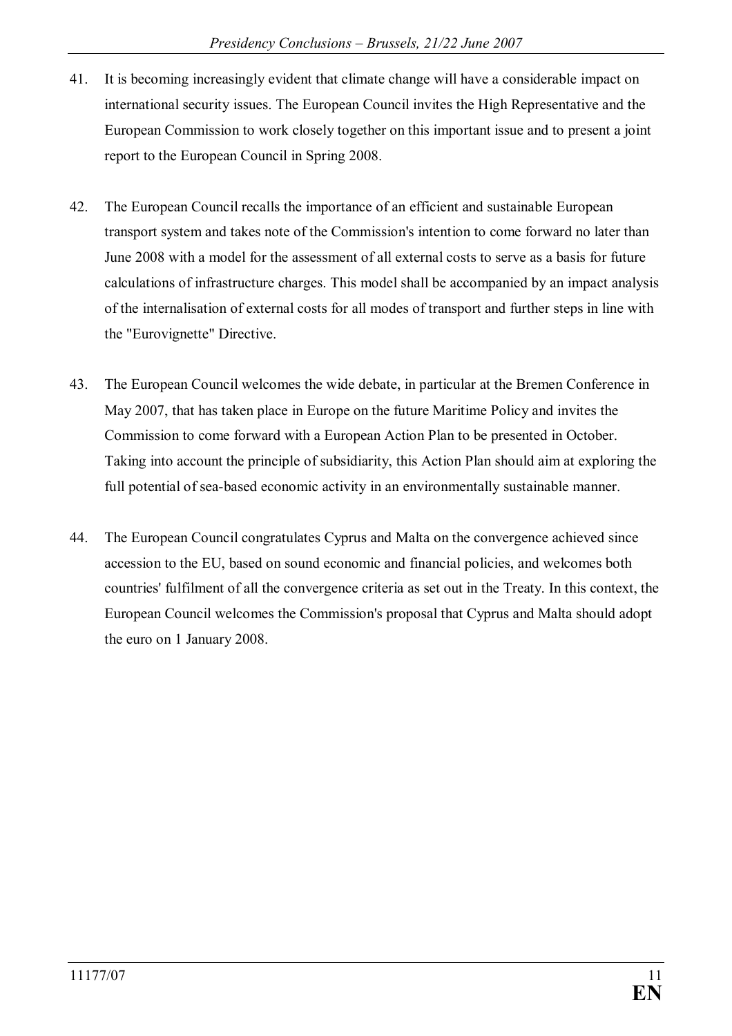41. It is becoming increasingly evident that climate change will have a considerable impact on international security issues. The European Council invites the High Representative and the European Commission to work closely together on this important issue and to present a joint report to the European Council in Spring 2008.

42. The European Council recalls the importance of an efficient and sustainable European transport system and takes note of the Commission's intention to come forward no later than June 2008 with a model for the assessment of all external costs to serve as a basis for future calculations of infrastructure charges. This model shall be accompanied by an impact analysis of the internalisation of external costs for all modes of transport and further steps in line with the "Eurovignette" Directive.

43. The European Council welcomes the wide debate, in particular at the Bremen Conference in May 2007, that has taken place in Europe on the future Maritime Policy and invites the Commission to come forward with a European Action Plan to be presented in October. Taking into account the principle of subsidiarity, this Action Plan should aim at exploring the full potential of sea-based economic activity in an environmentally sustainable manner.

44. The European Council congratulates Cyprus and Malta on the convergence achieved since accession to the EU, based on sound economic and financial policies, and welcomes both countries' fulfilment of all the convergence criteria as set out in the Treaty. In this context, the European Council welcomes the Commission's proposal that Cyprus and Malta should adopt the euro on 1 January 2008.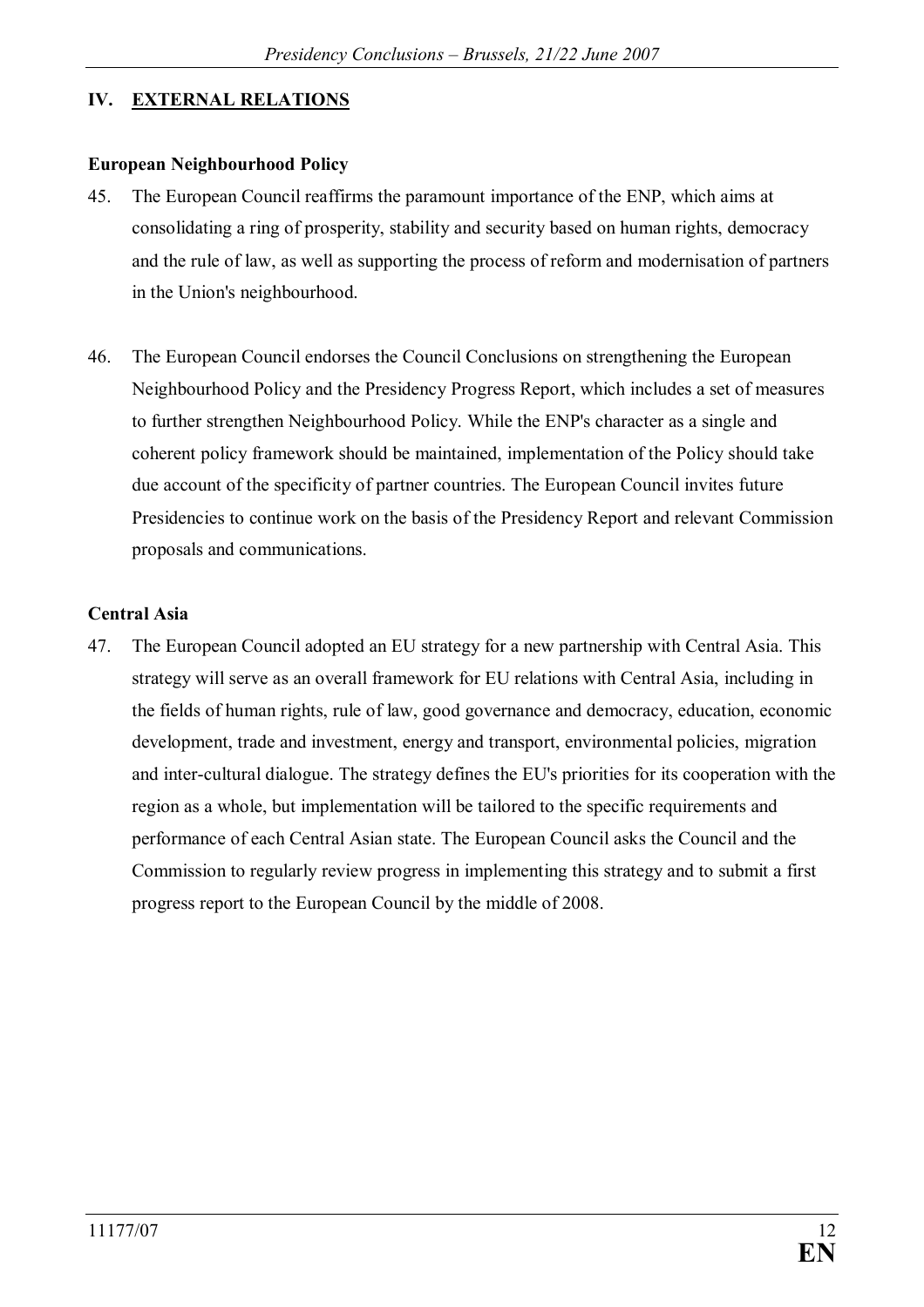## IV. EXTERNAL RELATIONS

### European Neighbourhood Policy

45. The European Council reaffirms the paramount importance of the ENP, which aims at consolidating a ring of prosperity, stability and security based on human rights, democracy and the rule of law, as well as supporting the process of reform and modernisation of partners in the Union's neighbourhood.

46. The European Council endorses the Council Conclusions on strengthening the European Neighbourhood Policy and the Presidency Progress Report, which includes a set of measures to further strengthen Neighbourhood Policy. While the ENP's character as a single and coherent policy framework should be maintained, implementation of the Policy should take due account of the specificity of partner countries. The European Council invites future Presidencies to continue work on the basis of the Presidency Report and relevant Commission proposals and communications.

### Central Asia

47. The European Council adopted an EU strategy for a new partnership with Central Asia. This strategy will serve as an overall framework for EU relations with Central Asia, including in the fields of human rights, rule of law, good governance and democracy, education, economic development, trade and investment, energy and transport, environmental policies, migration and inter-cultural dialogue. The strategy defines the EU's priorities for its cooperation with the region as a whole, but implementation will be tailored to the specific requirements and performance of each Central Asian state. The European Council asks the Council and the Commission to regularly review progress in implementing this strategy and to submit a first progress report to the European Council by the middle of 2008.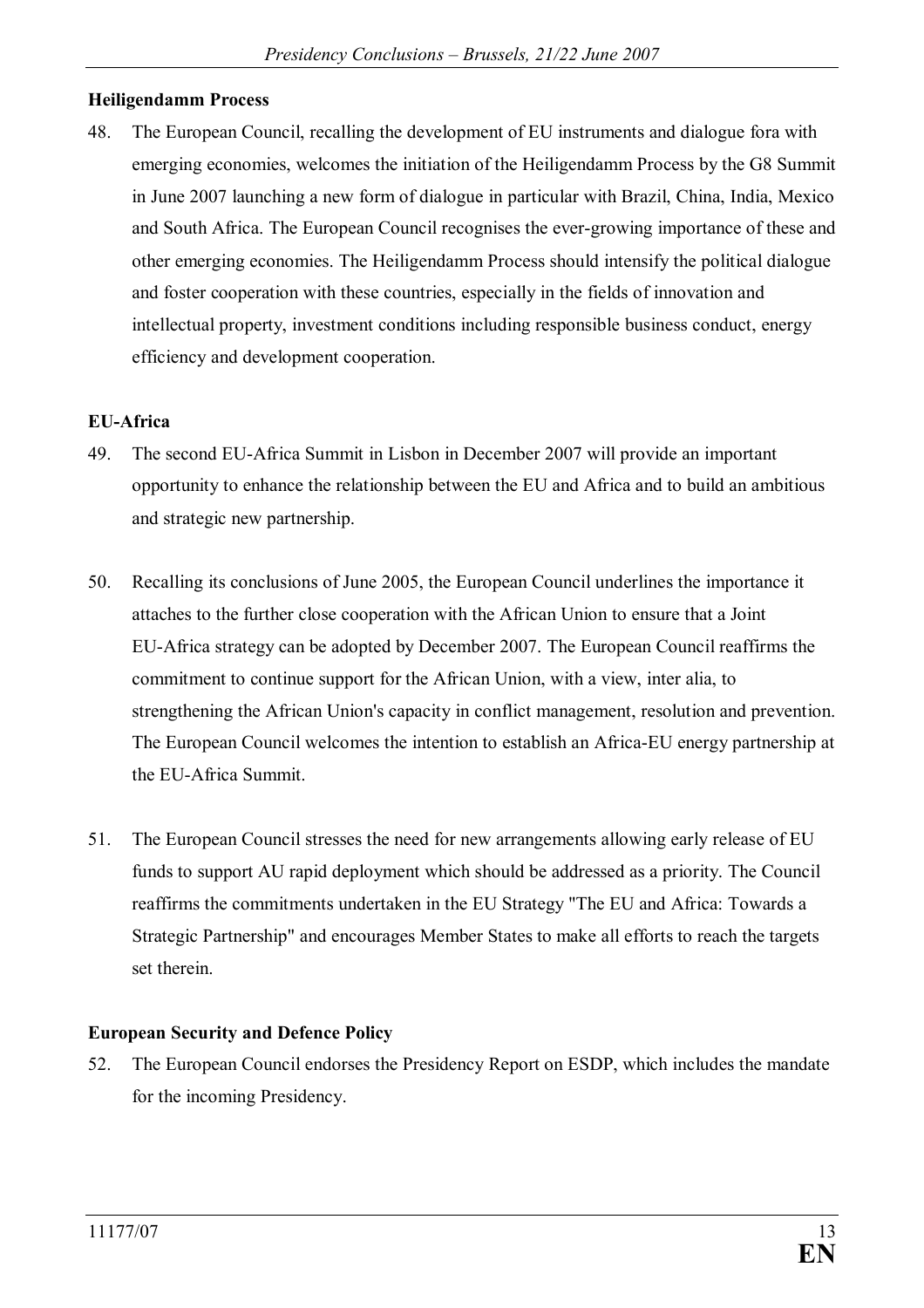**Heiligendamm Process**

48. The European Council, recalling the development of EU instruments and dialogue fora with emerging economies, welcomes the initiation of the Heiligendamm Process by the G8 Summit in June 2007 launching a new form of dialogue in particular with Brazil, China, India, Mexico and South Africa. The European Council recognises the ever-growing importance of these and other emerging economies. The Heiligendamm Process should intensify the political dialogue and foster cooperation with these countries, especially in the fields of innovation and intellectual property, investment conditions including responsible business conduct, energy efficiency and development cooperation.

**EU-Africa**

49. The second EU-Africa Summit in Lisbon in December 2007 will provide an important opportunity to enhance the relationship between the EU and Africa and to build an ambitious and strategic new partnership.

50. Recalling its conclusions of June 2005, the European Council underlines the importance it attaches to the further close cooperation with the African Union to ensure that a Joint EU-Africa strategy can be adopted by December 2007. The European Council reaffirms the commitment to continue support for the African Union, with a view, inter alia, to strengthening the African Union's capacity in conflict management, resolution and prevention. The European Council welcomes the intention to establish an Africa-EU energy partnership at the EU-Africa Summit.

51. The European Council stresses the need for new arrangements allowing early release of EU funds to support AU rapid deployment which should be addressed as a priority. The Council reaffirms the commitments undertaken in the EU Strategy "The EU and Africa: Towards a Strategic Partnership" and encourages Member States to make all efforts to reach the targets set therein.

**European Security and Defence Policy**

52. The European Council endorses the Presidency Report on ESDP, which includes the mandate for the incoming Presidency.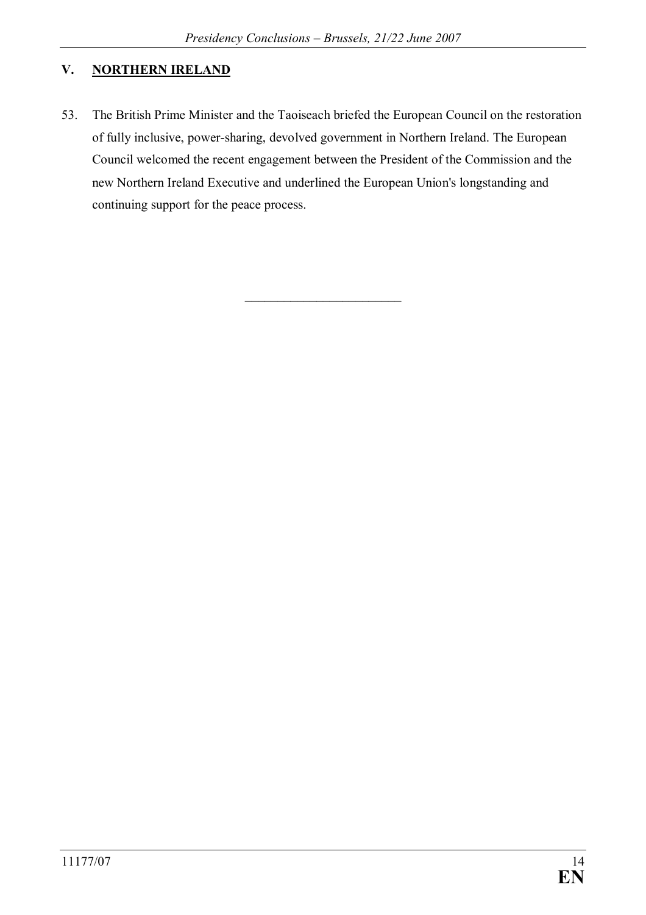## V. NORTHERN IRELAND

53. The British Prime Minister and the Taoiseach briefed the European Council on the restoration of fully inclusive, power-sharing, devolved government in Northern Ireland. The European Council welcomed the recent engagement between the President of the Commission and the new Northern Ireland Executive and underlined the European Union's longstanding and continuing support for the peace process.

________________________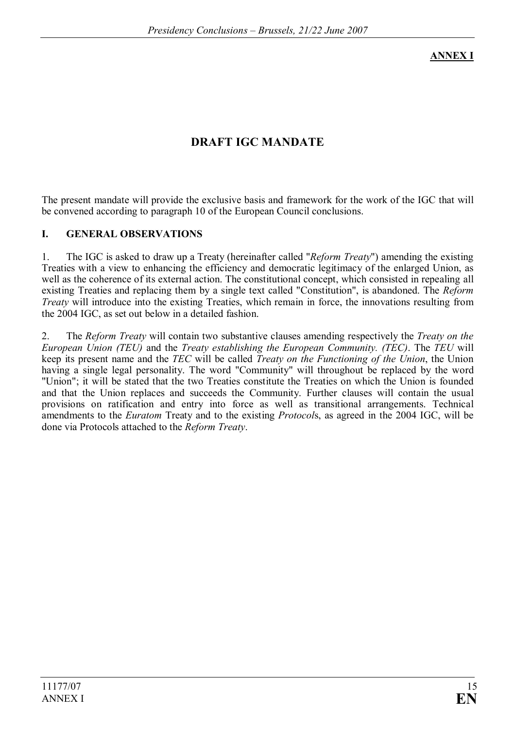**ANNEX I**

# DRAFT IGC MANDATE

The present mandate will provide the exclusive basis and framework for the work of the IGC that will be convened according to paragraph 10 of the European Council conclusions.

## I. GENERAL OBSERVATIONS

1. The IGC is asked to draw up a Treaty (hereinafter called "*Reform Treaty*") amending the existing Treaties with a view to enhancing the efficiency and democratic legitimacy of the enlarged Union, as well as the coherence of its external action. The constitutional concept, which consisted in repealing all existing Treaties and replacing them by a single text called "Constitution", is abandoned. The *Reform Treaty* will introduce into the existing Treaties, which remain in force, the innovations resulting from the 2004 IGC, as set out below in a detailed fashion.

2. The *Reform Treaty* will contain two substantive clauses amending respectively the *Treaty on the European Union (TEU)* and the *Treaty establishing the European Community. (TEC)*. The *TEU* will keep its present name and the *TEC* will be called *Treaty on the Functioning of the Union*, the Union having a single legal personality. The word "Community" will throughout be replaced by the word "Union"; it will be stated that the two Treaties constitute the Treaties on which the Union is founded and that the Union replaces and succeeds the Community. Further clauses will contain the usual provisions on ratification and entry into force as well as transitional arrangements. Technical amendments to the *Euratom* Treaty and to the existing *Protocol*s, as agreed in the 2004 IGC, will be done via Protocols attached to the *Reform Treaty*.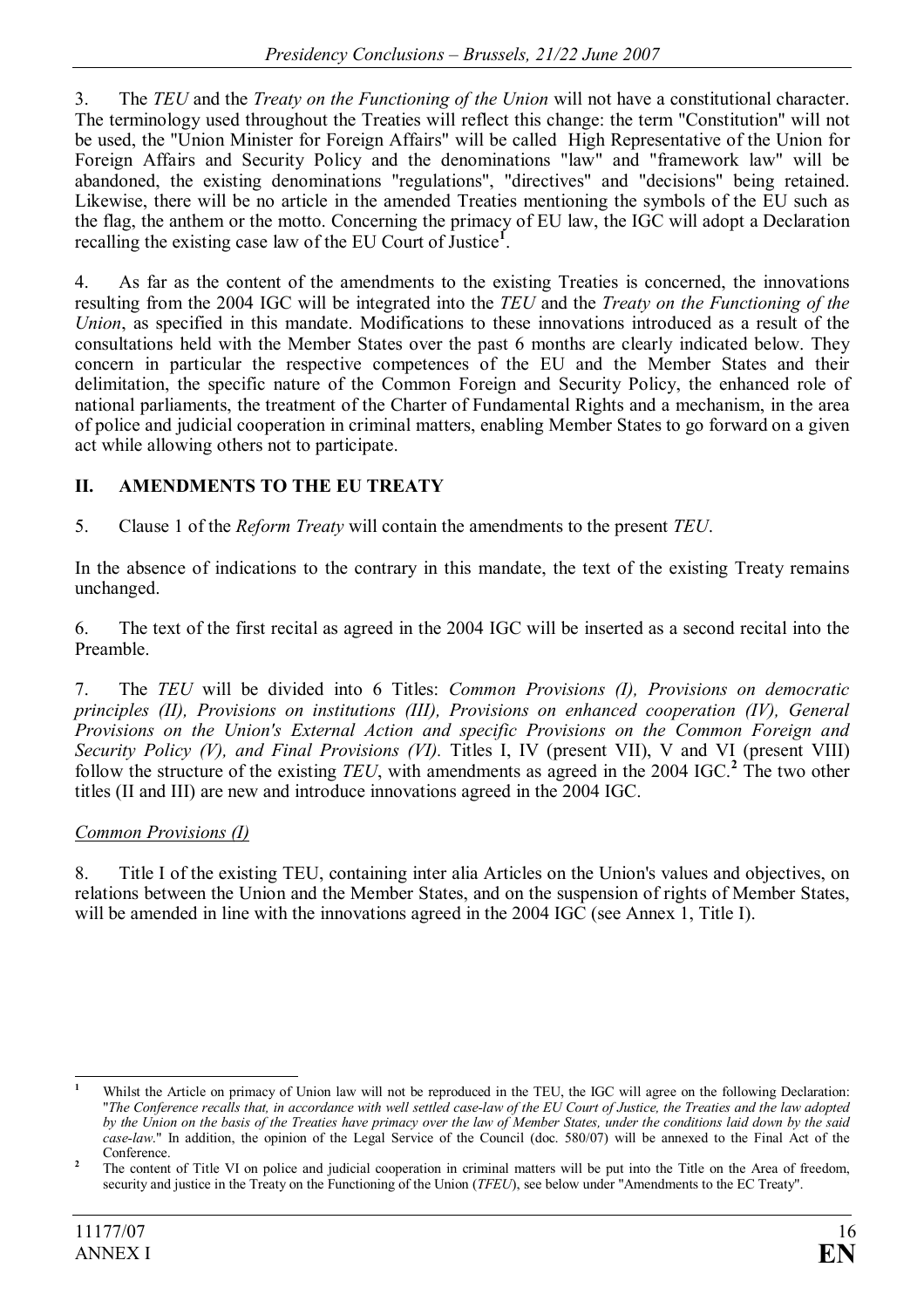3. The *TEU* and the *Treaty on the Functioning of the Union* will not have a constitutional character. The terminology used throughout the Treaties will reflect this change: the term "Constitution" will not be used, the "Union Minister for Foreign Affairs" will be called High Representative of the Union for Foreign Affairs and Security Policy and the denominations "law" and "framework law" will be abandoned, the existing denominations "regulations", "directives" and "decisions" being retained. Likewise, there will be no article in the amended Treaties mentioning the symbols of the EU such as the flag, the anthem or the motto. Concerning the primacy of EU law, the IGC will adopt a Declaration recalling the existing case law of the EU Court of Justice[1].

4. As far as the content of the amendments to the existing Treaties is concerned, the innovations resulting from the 2004 IGC will be integrated into the *TEU* and the *Treaty on the Functioning of the Union*, as specified in this mandate. Modifications to these innovations introduced as a result of the consultations held with the Member States over the past 6 months are clearly indicated below. They concern in particular the respective competences of the EU and the Member States and their delimitation, the specific nature of the Common Foreign and Security Policy, the enhanced role of national parliaments, the treatment of the Charter of Fundamental Rights and a mechanism, in the area of police and judicial cooperation in criminal matters, enabling Member States to go forward on a given act while allowing others not to participate.

## II. AMENDMENTS TO THE EU TREATY

5. Clause 1 of the *Reform Treaty* will contain the amendments to the present *TEU*.

In the absence of indications to the contrary in this mandate, the text of the existing Treaty remains unchanged.

6. The text of the first recital as agreed in the 2004 IGC will be inserted as a second recital into the Preamble.

7. The *TEU* will be divided into 6 Titles: *Common Provisions (I), Provisions on democratic principles (II), Provisions on institutions (III), Provisions on enhanced cooperation (IV), General Provisions on the Union's External Action and specific Provisions on the Common Foreign and Security Policy (V), and Final Provisions (VI).* Titles I, IV (present VII), V and VI (present VIII) follow the structure of the existing *TEU*, with amendments as agreed in the 2004 IGC.[2] The two other titles (II and III) are new and introduce innovations agreed in the 2004 IGC.

### *Common Provisions (I)*

8. Title I of the existing TEU, containing inter alia Articles on the Union's values and objectives, on relations between the Union and the Member States, and on the suspension of rights of Member States, will be amended in line with the innovations agreed in the 2004 IGC (see Annex 1, Title I).

---

[1] Whilst the Article on primacy of Union law will not be reproduced in the TEU, the IGC will agree on the following Declaration: "*The Conference recalls that, in accordance with well settled case-law of the EU Court of Justice, the Treaties and the law adopted by the Union on the basis of the Treaties have primacy over the law of Member States, under the conditions laid down by the said case-law.*" In addition, the opinion of the Legal Service of the Council (doc. 580/07) will be annexed to the Final Act of the Conference.

[2] The content of Title VI on police and judicial cooperation in criminal matters will be put into the Title on the Area of freedom, security and justice in the Treaty on the Functioning of the Union (*TFEU*), see below under "Amendments to the EC Treaty".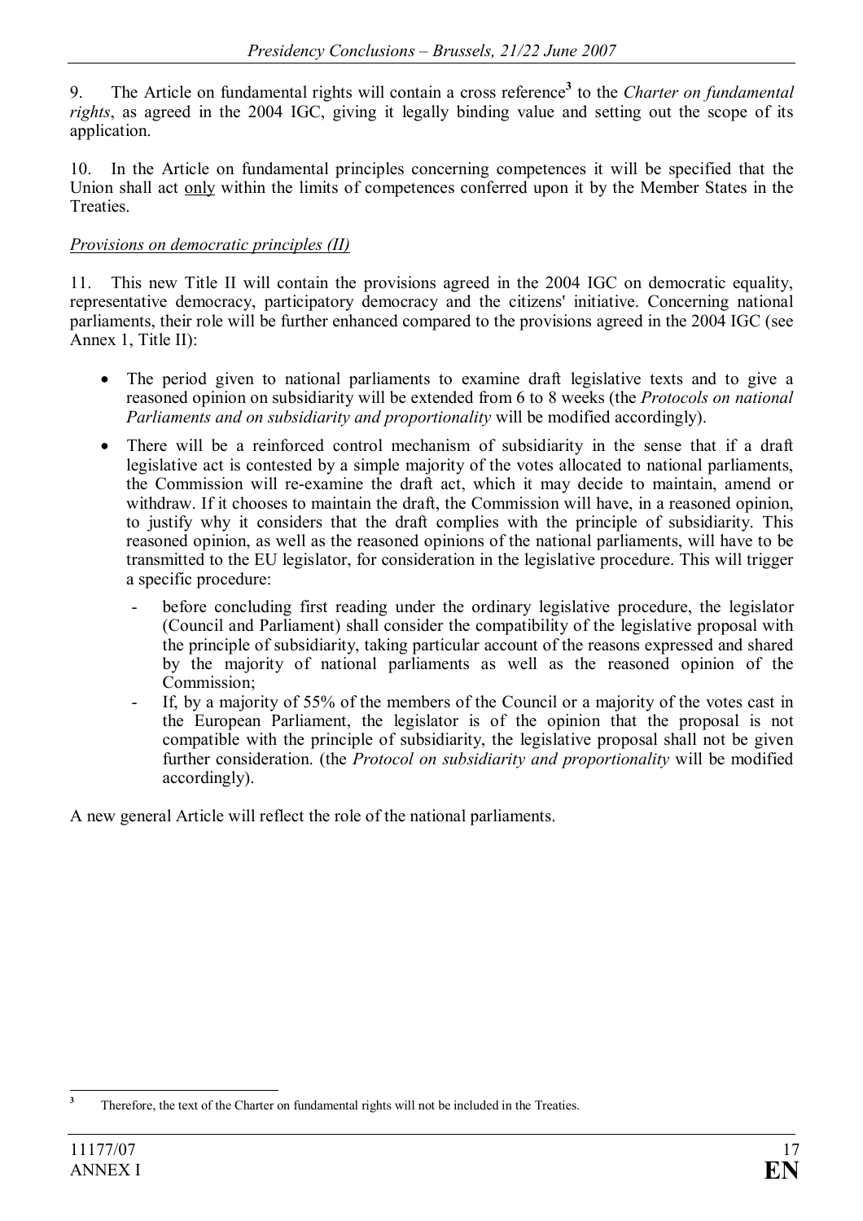9. The Article on fundamental rights will contain a cross reference[3] to the *Charter on fundamental rights*, as agreed in the 2004 IGC, giving it legally binding value and setting out the scope of its application.

10. In the Article on fundamental principles concerning competences it will be specified that the Union shall act only within the limits of competences conferred upon it by the Member States in the Treaties.

*Provisions on democratic principles (II)*

11. This new Title II will contain the provisions agreed in the 2004 IGC on democratic equality, representative democracy, participatory democracy and the citizens' initiative. Concerning national parliaments, their role will be further enhanced compared to the provisions agreed in the 2004 IGC (see Annex 1, Title II):

- The period given to national parliaments to examine draft legislative texts and to give a reasoned opinion on subsidiarity will be extended from 6 to 8 weeks (the *Protocols on national Parliaments and on subsidiarity and proportionality* will be modified accordingly).
- There will be a reinforced control mechanism of subsidiarity in the sense that if a draft legislative act is contested by a simple majority of the votes allocated to national parliaments, the Commission will re-examine the draft act, which it may decide to maintain, amend or withdraw. If it chooses to maintain the draft, the Commission will have, in a reasoned opinion, to justify why it considers that the draft complies with the principle of subsidiarity. This reasoned opinion, as well as the reasoned opinions of the national parliaments, will have to be transmitted to the EU legislator, for consideration in the legislative procedure. This will trigger a specific procedure:
  - before concluding first reading under the ordinary legislative procedure, the legislator (Council and Parliament) shall consider the compatibility of the legislative proposal with the principle of subsidiarity, taking particular account of the reasons expressed and shared by the majority of national parliaments as well as the reasoned opinion of the Commission;
  - If, by a majority of 55% of the members of the Council or a majority of the votes cast in the European Parliament, the legislator is of the opinion that the proposal is not compatible with the principle of subsidiarity, the legislative proposal shall not be given further consideration. (the *Protocol on subsidiarity and proportionality* will be modified accordingly).

A new general Article will reflect the role of the national parliaments.

[3] Therefore, the text of the Charter on fundamental rights will not be included in the Treaties.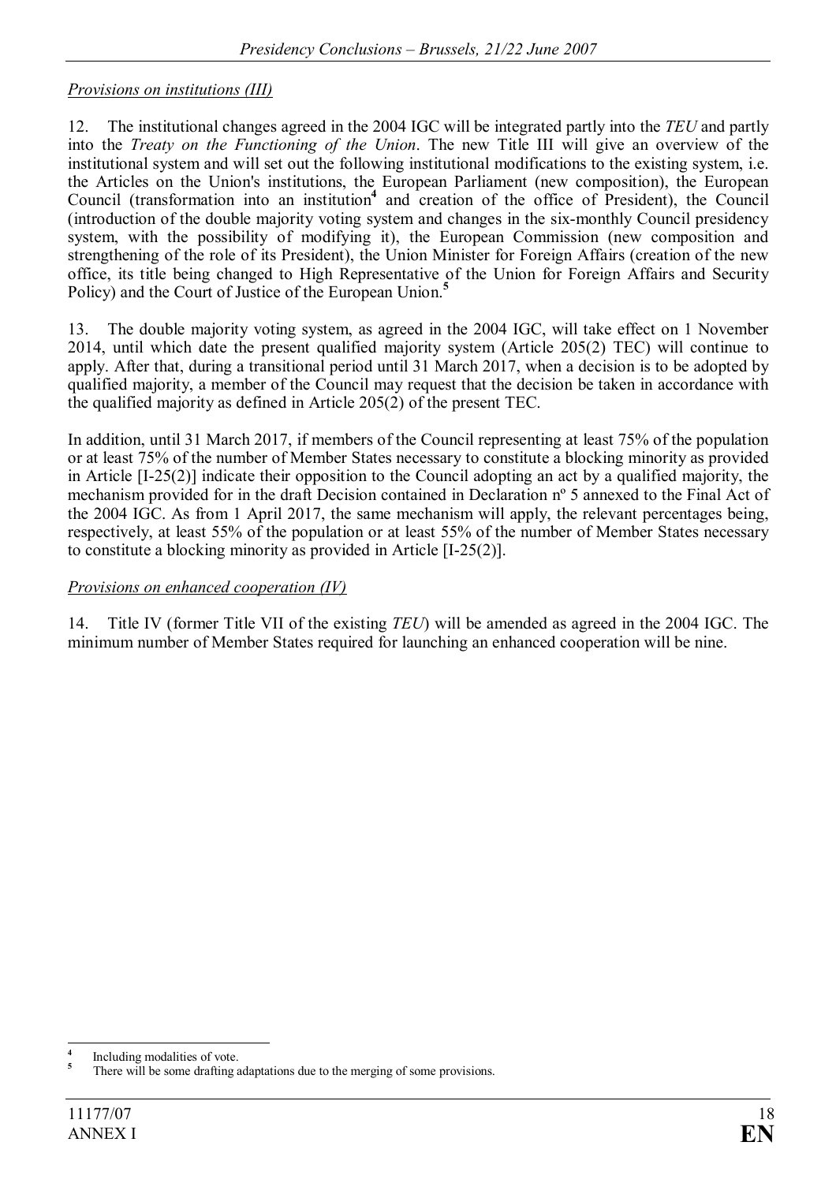*Provisions on institutions (III)*

12. The institutional changes agreed in the 2004 IGC will be integrated partly into the *TEU* and partly into the *Treaty on the Functioning of the Union*. The new Title III will give an overview of the institutional system and will set out the following institutional modifications to the existing system, i.e. the Articles on the Union's institutions, the European Parliament (new composition), the European Council (transformation into an institution[4] and creation of the office of President), the Council (introduction of the double majority voting system and changes in the six-monthly Council presidency system, with the possibility of modifying it), the European Commission (new composition and strengthening of the role of its President), the Union Minister for Foreign Affairs (creation of the new office, its title being changed to High Representative of the Union for Foreign Affairs and Security Policy) and the Court of Justice of the European Union.[5]

13. The double majority voting system, as agreed in the 2004 IGC, will take effect on 1 November 2014, until which date the present qualified majority system (Article 205(2) TEC) will continue to apply. After that, during a transitional period until 31 March 2017, when a decision is to be adopted by qualified majority, a member of the Council may request that the decision be taken in accordance with the qualified majority as defined in Article 205(2) of the present TEC.

In addition, until 31 March 2017, if members of the Council representing at least 75% of the population or at least 75% of the number of Member States necessary to constitute a blocking minority as provided in Article [I-25(2)] indicate their opposition to the Council adopting an act by a qualified majority, the mechanism provided for in the draft Decision contained in Declaration nº 5 annexed to the Final Act of the 2004 IGC. As from 1 April 2017, the same mechanism will apply, the relevant percentages being, respectively, at least 55% of the population or at least 55% of the number of Member States necessary to constitute a blocking minority as provided in Article [I-25(2)].

*Provisions on enhanced cooperation (IV)*

14. Title IV (former Title VII of the existing *TEU*) will be amended as agreed in the 2004 IGC. The minimum number of Member States required for launching an enhanced cooperation will be nine.

---

[4] Including modalities of vote.

[5] There will be some drafting adaptations due to the merging of some provisions.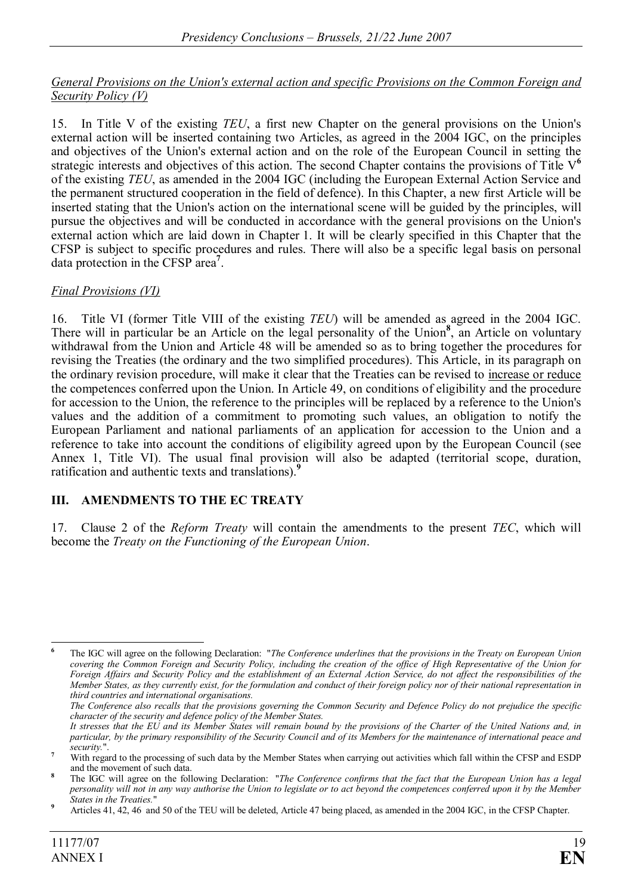*General Provisions on the Union's external action and specific Provisions on the Common Foreign and Security Policy (V)*

15. In Title V of the existing *TEU*, a first new Chapter on the general provisions on the Union's external action will be inserted containing two Articles, as agreed in the 2004 IGC, on the principles and objectives of the Union's external action and on the role of the European Council in setting the strategic interests and objectives of this action. The second Chapter contains the provisions of Title V[6] of the existing *TEU*, as amended in the 2004 IGC (including the European External Action Service and the permanent structured cooperation in the field of defence). In this Chapter, a new first Article will be inserted stating that the Union's action on the international scene will be guided by the principles, will pursue the objectives and will be conducted in accordance with the general provisions on the Union's external action which are laid down in Chapter 1. It will be clearly specified in this Chapter that the CFSP is subject to specific procedures and rules. There will also be a specific legal basis on personal data protection in the CFSP area[7].

*Final Provisions (VI)*

16. Title VI (former Title VIII of the existing *TEU*) will be amended as agreed in the 2004 IGC. There will in particular be an Article on the legal personality of the Union[8], an Article on voluntary withdrawal from the Union and Article 48 will be amended so as to bring together the procedures for revising the Treaties (the ordinary and the two simplified procedures). This Article, in its paragraph on the ordinary revision procedure, will make it clear that the Treaties can be revised to <u>increase or reduce</u> the competences conferred upon the Union. In Article 49, on conditions of eligibility and the procedure for accession to the Union, the reference to the principles will be replaced by a reference to the Union's values and the addition of a commitment to promoting such values, an obligation to notify the European Parliament and national parliaments of an application for accession to the Union and a reference to take into account the conditions of eligibility agreed upon by the European Council (see Annex 1, Title VI). The usual final provision will also be adapted (territorial scope, duration, ratification and authentic texts and translations).[9]

## III. AMENDMENTS TO THE EC TREATY

17. Clause 2 of the *Reform Treaty* will contain the amendments to the present *TEC*, which will become the *Treaty on the Functioning of the European Union*.

---

[6] The IGC will agree on the following Declaration: "*The Conference underlines that the provisions in the Treaty on European Union covering the Common Foreign and Security Policy, including the creation of the office of High Representative of the Union for Foreign Affairs and Security Policy and the establishment of an External Action Service, do not affect the responsibilities of the Member States, as they currently exist, for the formulation and conduct of their foreign policy nor of their national representation in third countries and international organisations.*
*The Conference also recalls that the provisions governing the Common Security and Defence Policy do not prejudice the specific character of the security and defence policy of the Member States.*
*It stresses that the EU and its Member States will remain bound by the provisions of the Charter of the United Nations and, in particular, by the primary responsibility of the Security Council and of its Members for the maintenance of international peace and security.*".

[7] With regard to the processing of such data by the Member States when carrying out activities which fall within the CFSP and ESDP and the movement of such data.

[8] The IGC will agree on the following Declaration: "*The Conference confirms that the fact that the European Union has a legal personality will not in any way authorise the Union to legislate or to act beyond the competences conferred upon it by the Member States in the Treaties.*"

[9] Articles 41, 42, 46 and 50 of the TEU will be deleted, Article 47 being placed, as amended in the 2004 IGC, in the CFSP Chapter.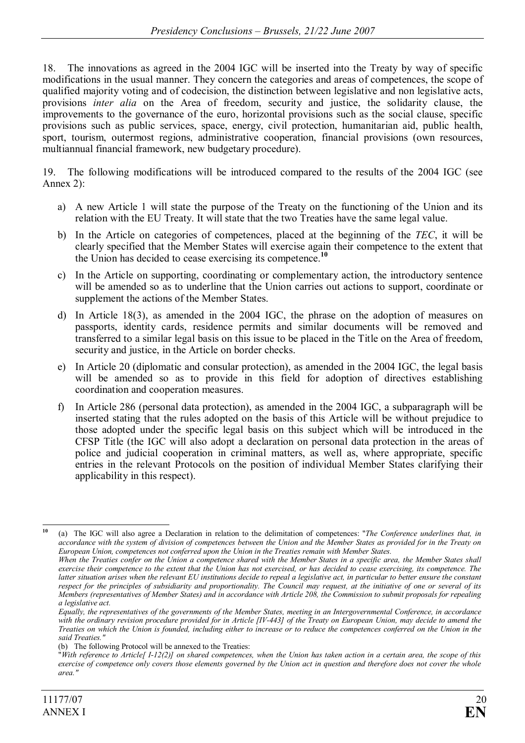18. The innovations as agreed in the 2004 IGC will be inserted into the Treaty by way of specific modifications in the usual manner. They concern the categories and areas of competences, the scope of qualified majority voting and of codecision, the distinction between legislative and non legislative acts, provisions *inter alia* on the Area of freedom, security and justice, the solidarity clause, the improvements to the governance of the euro, horizontal provisions such as the social clause, specific provisions such as public services, space, energy, civil protection, humanitarian aid, public health, sport, tourism, outermost regions, administrative cooperation, financial provisions (own resources, multiannual financial framework, new budgetary procedure).

19. The following modifications will be introduced compared to the results of the 2004 IGC (see Annex 2):

a) A new Article 1 will state the purpose of the Treaty on the functioning of the Union and its relation with the EU Treaty. It will state that the two Treaties have the same legal value.

b) In the Article on categories of competences, placed at the beginning of the *TEC*, it will be clearly specified that the Member States will exercise again their competence to the extent that the Union has decided to cease exercising its competence.[10]

c) In the Article on supporting, coordinating or complementary action, the introductory sentence will be amended so as to underline that the Union carries out actions to support, coordinate or supplement the actions of the Member States.

d) In Article 18(3), as amended in the 2004 IGC, the phrase on the adoption of measures on passports, identity cards, residence permits and similar documents will be removed and transferred to a similar legal basis on this issue to be placed in the Title on the Area of freedom, security and justice, in the Article on border checks.

e) In Article 20 (diplomatic and consular protection), as amended in the 2004 IGC, the legal basis will be amended so as to provide in this field for adoption of directives establishing coordination and cooperation measures.

f) In Article 286 (personal data protection), as amended in the 2004 IGC, a subparagraph will be inserted stating that the rules adopted on the basis of this Article will be without prejudice to those adopted under the specific legal basis on this subject which will be introduced in the CFSP Title (the IGC will also adopt a declaration on personal data protection in the areas of police and judicial cooperation in criminal matters, as well as, where appropriate, specific entries in the relevant Protocols on the position of individual Member States clarifying their applicability in this respect).

---

[10] (a) The IGC will also agree a Declaration in relation to the delimitation of competences: "*The Conference underlines that, in accordance with the system of division of competences between the Union and the Member States as provided for in the Treaty on European Union, competences not conferred upon the Union in the Treaties remain with Member States.*
*When the Treaties confer on the Union a competence shared with the Member States in a specific area, the Member States shall exercise their competence to the extent that the Union has not exercised, or has decided to cease exercising, its competence. The latter situation arises when the relevant EU institutions decide to repeal a legislative act, in particular to better ensure the constant respect for the principles of subsidiarity and proportionality. The Council may request, at the initiative of one or several of its Members (representatives of Member States) and in accordance with Article 208, the Commission to submit proposals for repealing a legislative act.*
*Equally, the representatives of the governments of the Member States, meeting in an Intergovernmental Conference, in accordance with the ordinary revision procedure provided for in Article [IV-443] of the Treaty on European Union, may decide to amend the Treaties on which the Union is founded, including either to increase or to reduce the competences conferred on the Union in the said Treaties.*"
(b) The following Protocol will be annexed to the Treaties:
"*With reference to Article[ I-12(2)] on shared competences, when the Union has taken action in a certain area, the scope of this exercise of competence only covers those elements governed by the Union act in question and therefore does not cover the whole area.*"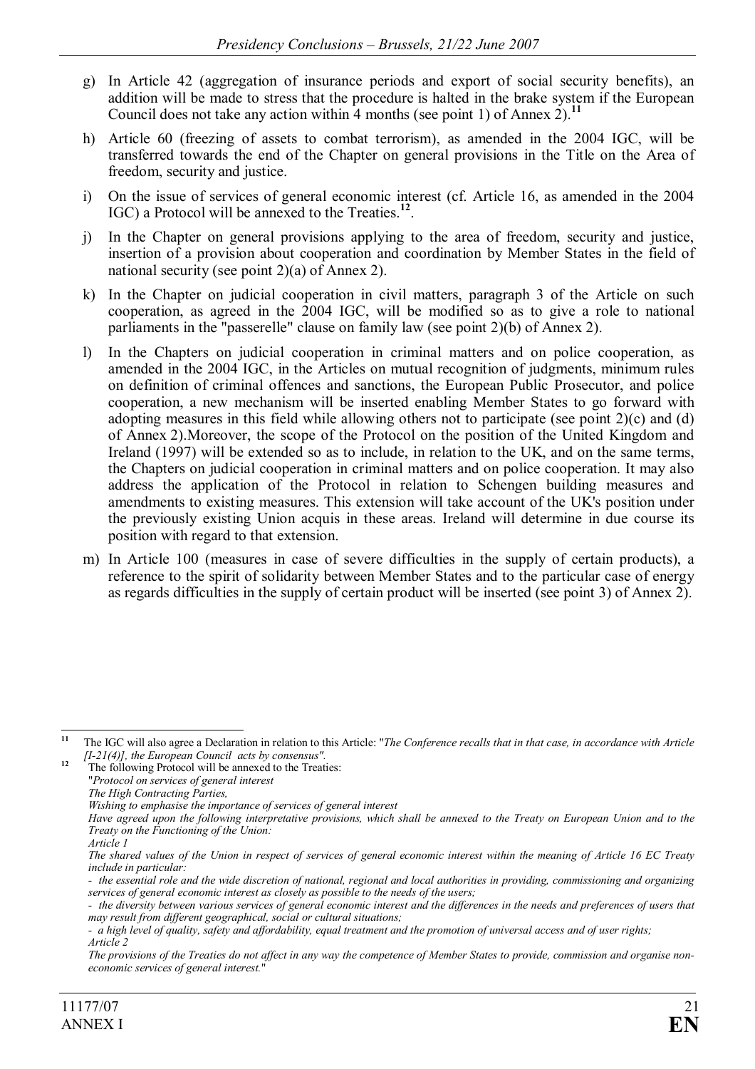g) In Article 42 (aggregation of insurance periods and export of social security benefits), an addition will be made to stress that the procedure is halted in the brake system if the European Council does not take any action within 4 months (see point 1) of Annex 2).[11]

h) Article 60 (freezing of assets to combat terrorism), as amended in the 2004 IGC, will be transferred towards the end of the Chapter on general provisions in the Title on the Area of freedom, security and justice.

i) On the issue of services of general economic interest (cf. Article 16, as amended in the 2004 IGC) a Protocol will be annexed to the Treaties.[12].

j) In the Chapter on general provisions applying to the area of freedom, security and justice, insertion of a provision about cooperation and coordination by Member States in the field of national security (see point 2)(a) of Annex 2).

k) In the Chapter on judicial cooperation in civil matters, paragraph 3 of the Article on such cooperation, as agreed in the 2004 IGC, will be modified so as to give a role to national parliaments in the "passerelle" clause on family law (see point 2)(b) of Annex 2).

l) In the Chapters on judicial cooperation in criminal matters and on police cooperation, as amended in the 2004 IGC, in the Articles on mutual recognition of judgments, minimum rules on definition of criminal offences and sanctions, the European Public Prosecutor, and police cooperation, a new mechanism will be inserted enabling Member States to go forward with adopting measures in this field while allowing others not to participate (see point 2)(c) and (d) of Annex 2).Moreover, the scope of the Protocol on the position of the United Kingdom and Ireland (1997) will be extended so as to include, in relation to the UK, and on the same terms, the Chapters on judicial cooperation in criminal matters and on police cooperation. It may also address the application of the Protocol in relation to Schengen building measures and amendments to existing measures. This extension will take account of the UK's position under the previously existing Union acquis in these areas. Ireland will determine in due course its position with regard to that extension.

m) In Article 100 (measures in case of severe difficulties in the supply of certain products), a reference to the spirit of solidarity between Member States and to the particular case of energy as regards difficulties in the supply of certain product will be inserted (see point 3) of Annex 2).

---

[11] The IGC will also agree a Declaration in relation to this Article: "*The Conference recalls that in that case, in accordance with Article [I-21(4)], the European Council acts by consensus"*.

[12] The following Protocol will be annexed to the Treaties:
"*Protocol on services of general interest*
*The High Contracting Parties,*
*Wishing to emphasise the importance of services of general interest*
*Have agreed upon the following interpretative provisions, which shall be annexed to the Treaty on European Union and to the Treaty on the Functioning of the Union:*
*Article 1*
*The shared values of the Union in respect of services of general economic interest within the meaning of Article 16 EC Treaty include in particular:*
*- the essential role and the wide discretion of national, regional and local authorities in providing, commissioning and organizing services of general economic interest as closely as possible to the needs of the users;*
*- the diversity between various services of general economic interest and the differences in the needs and preferences of users that may result from different geographical, social or cultural situations;*
*- a high level of quality, safety and affordability, equal treatment and the promotion of universal access and of user rights;*
*Article 2*
*The provisions of the Treaties do not affect in any way the competence of Member States to provide, commission and organise non-economic services of general interest.*"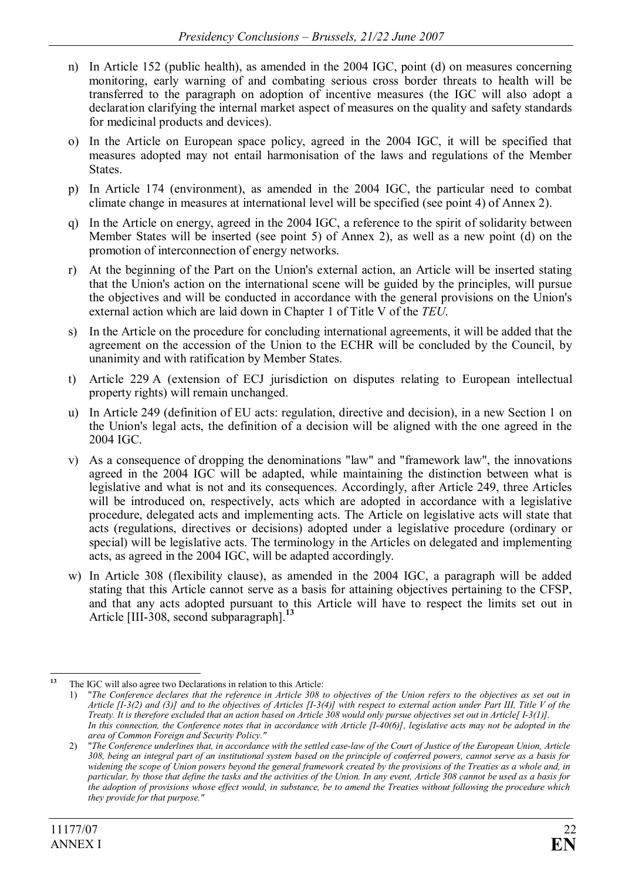n) In Article 152 (public health), as amended in the 2004 IGC, point (d) on measures concerning monitoring, early warning of and combating serious cross border threats to health will be transferred to the paragraph on adoption of incentive measures (the IGC will also adopt a declaration clarifying the internal market aspect of measures on the quality and safety standards for medicinal products and devices).

o) In the Article on European space policy, agreed in the 2004 IGC, it will be specified that measures adopted may not entail harmonisation of the laws and regulations of the Member States.

p) In Article 174 (environment), as amended in the 2004 IGC, the particular need to combat climate change in measures at international level will be specified (see point 4) of Annex 2).

q) In the Article on energy, agreed in the 2004 IGC, a reference to the spirit of solidarity between Member States will be inserted (see point 5) of Annex 2), as well as a new point (d) on the promotion of interconnection of energy networks.

r) At the beginning of the Part on the Union's external action, an Article will be inserted stating that the Union's action on the international scene will be guided by the principles, will pursue the objectives and will be conducted in accordance with the general provisions on the Union's external action which are laid down in Chapter 1 of Title V of the *TEU*.

s) In the Article on the procedure for concluding international agreements, it will be added that the agreement on the accession of the Union to the ECHR will be concluded by the Council, by unanimity and with ratification by Member States.

t) Article 229 A (extension of ECJ jurisdiction on disputes relating to European intellectual property rights) will remain unchanged.

u) In Article 249 (definition of EU acts: regulation, directive and decision), in a new Section 1 on the Union's legal acts, the definition of a decision will be aligned with the one agreed in the 2004 IGC.

v) As a consequence of dropping the denominations "law" and "framework law", the innovations agreed in the 2004 IGC will be adapted, while maintaining the distinction between what is legislative and what is not and its consequences. Accordingly, after Article 249, three Articles will be introduced on, respectively, acts which are adopted in accordance with a legislative procedure, delegated acts and implementing acts. The Article on legislative acts will state that acts (regulations, directives or decisions) adopted under a legislative procedure (ordinary or special) will be legislative acts. The terminology in the Articles on delegated and implementing acts, as agreed in the 2004 IGC, will be adapted accordingly.

w) In Article 308 (flexibility clause), as amended in the 2004 IGC, a paragraph will be added stating that this Article cannot serve as a basis for attaining objectives pertaining to the CFSP, and that any acts adopted pursuant to this Article will have to respect the limits set out in Article [III-308, second subparagraph].[13]

---

[13] The IGC will also agree two Declarations in relation to this Article:

1) "*The Conference declares that the reference in Article 308 to objectives of the Union refers to the objectives as set out in Article [I-3(2) and (3)] and to the objectives of Articles [I-3(4)] with respect to external action under Part III, Title V of the Treaty. It is therefore excluded that an action based on Article 308 would only pursue objectives set out in Article[ I-3(1)]. In this connection, the Conference notes that in accordance with Article [I-40(6)], legislative acts may not be adopted in the area of Common Foreign and Security Policy.*"

2) "*The Conference underlines that, in accordance with the settled case-law of the Court of Justice of the European Union, Article 308, being an integral part of an institutional system based on the principle of conferred powers, cannot serve as a basis for widening the scope of Union powers beyond the general framework created by the provisions of the Treaties as a whole and, in particular, by those that define the tasks and the activities of the Union. In any event, Article 308 cannot be used as a basis for the adoption of provisions whose effect would, in substance, be to amend the Treaties without following the procedure which they provide for that purpose.*"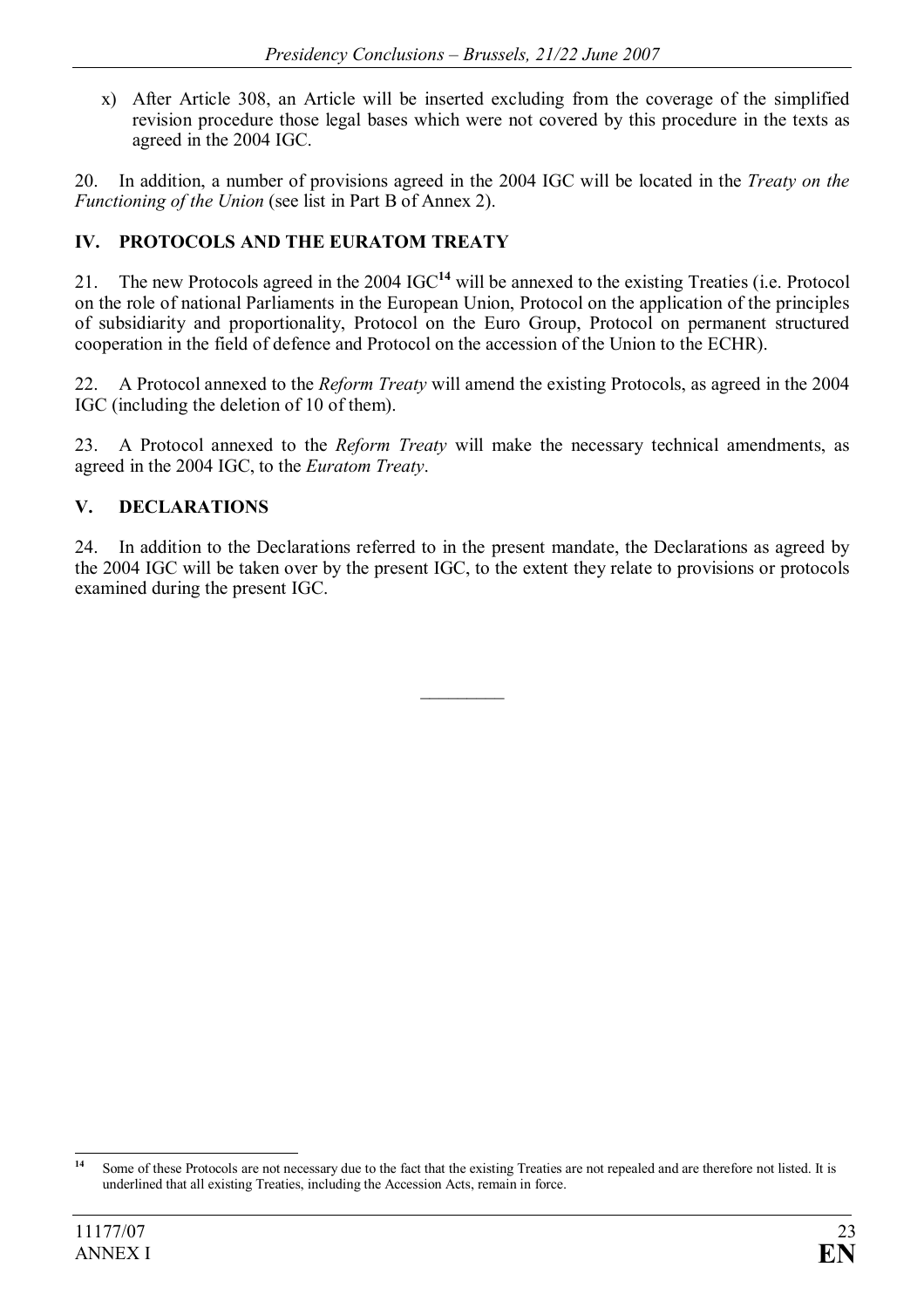x) After Article 308, an Article will be inserted excluding from the coverage of the simplified revision procedure those legal bases which were not covered by this procedure in the texts as agreed in the 2004 IGC.

20. In addition, a number of provisions agreed in the 2004 IGC will be located in the *Treaty on the Functioning of the Union* (see list in Part B of Annex 2).

## IV. PROTOCOLS AND THE EURATOM TREATY

21. The new Protocols agreed in the 2004 IGC[14] will be annexed to the existing Treaties (i.e. Protocol on the role of national Parliaments in the European Union, Protocol on the application of the principles of subsidiarity and proportionality, Protocol on the Euro Group, Protocol on permanent structured cooperation in the field of defence and Protocol on the accession of the Union to the ECHR).

22. A Protocol annexed to the *Reform Treaty* will amend the existing Protocols, as agreed in the 2004 IGC (including the deletion of 10 of them).

23. A Protocol annexed to the *Reform Treaty* will make the necessary technical amendments, as agreed in the 2004 IGC, to the *Euratom Treaty*.

## V. DECLARATIONS

24. In addition to the Declarations referred to in the present mandate, the Declarations as agreed by the 2004 IGC will be taken over by the present IGC, to the extent they relate to provisions or protocols examined during the present IGC.

---

[14] Some of these Protocols are not necessary due to the fact that the existing Treaties are not repealed and are therefore not listed. It is underlined that all existing Treaties, including the Accession Acts, remain in force.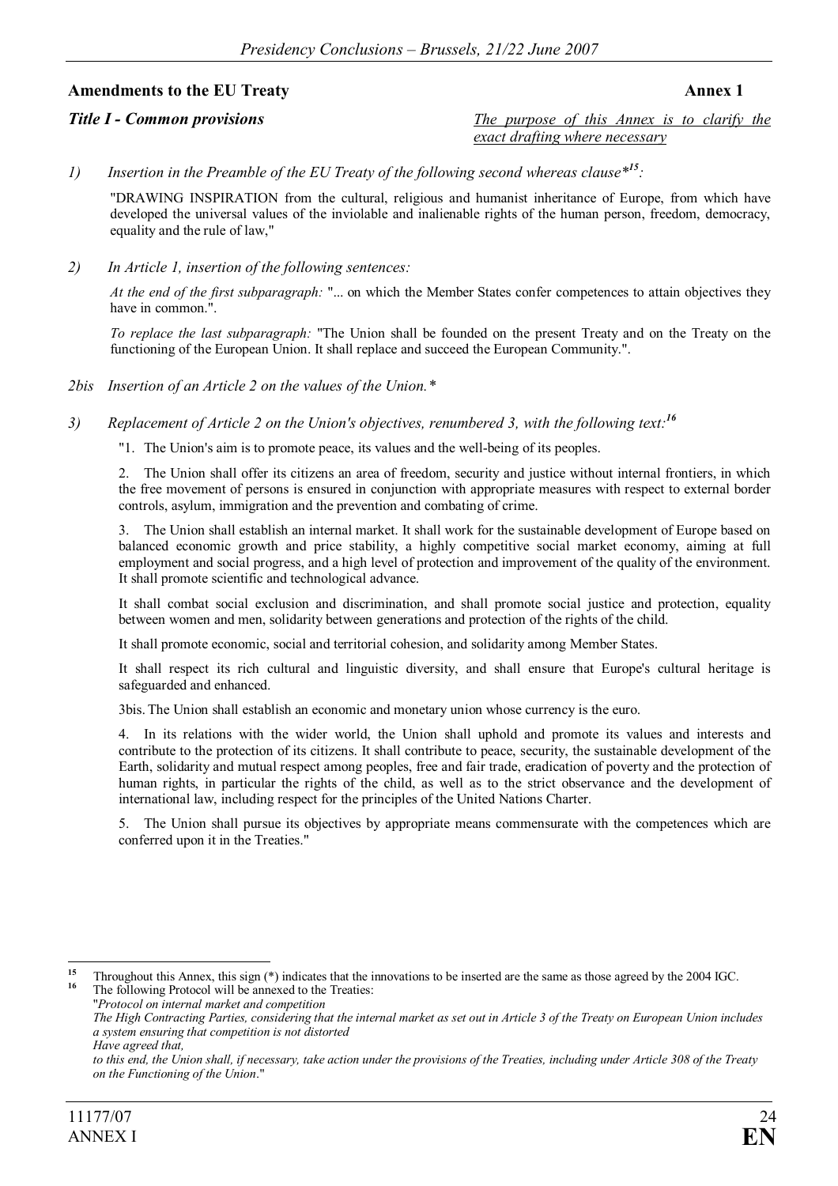**Amendments to the EU Treaty** **Annex 1**

***Title I - Common provisions***

*The purpose of this Annex is to clarify the exact drafting where necessary*

*1) Insertion in the Preamble of the EU Treaty of the following second whereas clause\*[15]:*

"DRAWING INSPIRATION from the cultural, religious and humanist inheritance of Europe, from which have developed the universal values of the inviolable and inalienable rights of the human person, freedom, democracy, equality and the rule of law,"

*2) In Article 1, insertion of the following sentences:*

*At the end of the first subparagraph:* "... on which the Member States confer competences to attain objectives they have in common.".

*To replace the last subparagraph:* "The Union shall be founded on the present Treaty and on the Treaty on the functioning of the European Union. It shall replace and succeed the European Community.".

*2bis Insertion of an Article 2 on the values of the Union.\**

*3) Replacement of Article 2 on the Union's objectives, renumbered 3, with the following text:[16]*

"1. The Union's aim is to promote peace, its values and the well-being of its peoples.

2. The Union shall offer its citizens an area of freedom, security and justice without internal frontiers, in which the free movement of persons is ensured in conjunction with appropriate measures with respect to external border controls, asylum, immigration and the prevention and combating of crime.

3. The Union shall establish an internal market. It shall work for the sustainable development of Europe based on balanced economic growth and price stability, a highly competitive social market economy, aiming at full employment and social progress, and a high level of protection and improvement of the quality of the environment. It shall promote scientific and technological advance.

It shall combat social exclusion and discrimination, and shall promote social justice and protection, equality between women and men, solidarity between generations and protection of the rights of the child.

It shall promote economic, social and territorial cohesion, and solidarity among Member States.

It shall respect its rich cultural and linguistic diversity, and shall ensure that Europe's cultural heritage is safeguarded and enhanced.

3bis. The Union shall establish an economic and monetary union whose currency is the euro.

4. In its relations with the wider world, the Union shall uphold and promote its values and interests and contribute to the protection of its citizens. It shall contribute to peace, security, the sustainable development of the Earth, solidarity and mutual respect among peoples, free and fair trade, eradication of poverty and the protection of human rights, in particular the rights of the child, as well as to the strict observance and the development of international law, including respect for the principles of the United Nations Charter.

5. The Union shall pursue its objectives by appropriate means commensurate with the competences which are conferred upon it in the Treaties."

---

[15] Throughout this Annex, this sign (\*) indicates that the innovations to be inserted are the same as those agreed by the 2004 IGC.

[16] The following Protocol will be annexed to the Treaties:
"*Protocol on internal market and competition*
*The High Contracting Parties, considering that the internal market as set out in Article 3 of the Treaty on European Union includes a system ensuring that competition is not distorted*
*Have agreed that,*
*to this end, the Union shall, if necessary, take action under the provisions of the Treaties, including under Article 308 of the Treaty on the Functioning of the Union*."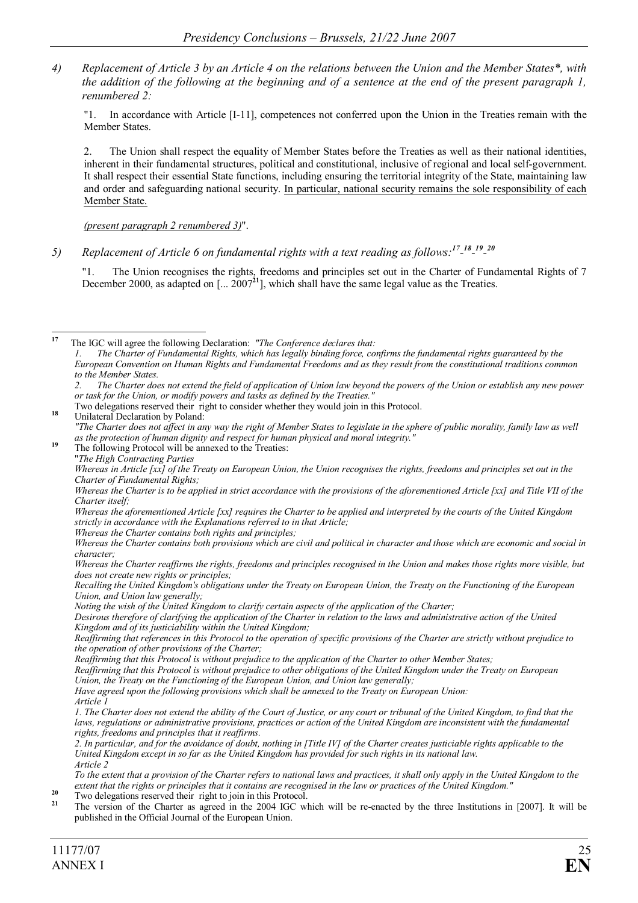*4) Replacement of Article 3 by an Article 4 on the relations between the Union and the Member States\*, with the addition of the following at the beginning and of a sentence at the end of the present paragraph 1, renumbered 2:*

"1. In accordance with Article [I-11], competences not conferred upon the Union in the Treaties remain with the Member States.

2. The Union shall respect the equality of Member States before the Treaties as well as their national identities, inherent in their fundamental structures, political and constitutional, inclusive of regional and local self-government. It shall respect their essential State functions, including ensuring the territorial integrity of the State, maintaining law and order and safeguarding national security. <u>In particular, national security remains the sole responsibility of each Member State.</u>

<u>*(present paragraph 2 renumbered 3)*</u>".

*5) Replacement of Article 6 on fundamental rights with a text reading as follows:[17]-[18]-[19]-[20]*

"1. The Union recognises the rights, freedoms and principles set out in the Charter of Fundamental Rights of 7 December 2000, as adapted on [... 2007[21]], which shall have the same legal value as the Treaties.

---

[17] The IGC will agree the following Declaration: *"The Conference declares that:*
*1. The Charter of Fundamental Rights, which has legally binding force, confirms the fundamental rights guaranteed by the European Convention on Human Rights and Fundamental Freedoms and as they result from the constitutional traditions common to the Member States.*
*2. The Charter does not extend the field of application of Union law beyond the powers of the Union or establish any new power or task for the Union, or modify powers and tasks as defined by the Treaties."*
Two delegations reserved their right to consider whether they would join in this Protocol.

[18] Unilateral Declaration by Poland:
*"The Charter does not affect in any way the right of Member States to legislate in the sphere of public morality, family law as well as the protection of human dignity and respect for human physical and moral integrity."*

[19] The following Protocol will be annexed to the Treaties:
"*The High Contracting Parties*
*Whereas in Article [xx] of the Treaty on European Union, the Union recognises the rights, freedoms and principles set out in the Charter of Fundamental Rights;*
*Whereas the Charter is to be applied in strict accordance with the provisions of the aforementioned Article [xx] and Title VII of the Charter itself;*
*Whereas the aforementioned Article [xx] requires the Charter to be applied and interpreted by the courts of the United Kingdom strictly in accordance with the Explanations referred to in that Article;*
*Whereas the Charter contains both rights and principles;*
*Whereas the Charter contains both provisions which are civil and political in character and those which are economic and social in character;*
*Whereas the Charter reaffirms the rights, freedoms and principles recognised in the Union and makes those rights more visible, but does not create new rights or principles;*
*Recalling the United Kingdom's obligations under the Treaty on European Union, the Treaty on the Functioning of the European Union, and Union law generally;*
*Noting the wish of the United Kingdom to clarify certain aspects of the application of the Charter;*
*Desirous therefore of clarifying the application of the Charter in relation to the laws and administrative action of the United Kingdom and of its justiciability within the United Kingdom;*
*Reaffirming that references in this Protocol to the operation of specific provisions of the Charter are strictly without prejudice to the operation of other provisions of the Charter;*
*Reaffirming that this Protocol is without prejudice to the application of the Charter to other Member States;*
*Reaffirming that this Protocol is without prejudice to other obligations of the United Kingdom under the Treaty on European Union, the Treaty on the Functioning of the European Union, and Union law generally;*
*Have agreed upon the following provisions which shall be annexed to the Treaty on European Union:*
*Article 1*
*1. The Charter does not extend the ability of the Court of Justice, or any court or tribunal of the United Kingdom, to find that the laws, regulations or administrative provisions, practices or action of the United Kingdom are inconsistent with the fundamental rights, freedoms and principles that it reaffirms.*
*2. In particular, and for the avoidance of doubt, nothing in [Title IV] of the Charter creates justiciable rights applicable to the United Kingdom except in so far as the United Kingdom has provided for such rights in its national law.*
*Article 2*
*To the extent that a provision of the Charter refers to national laws and practices, it shall only apply in the United Kingdom to the extent that the rights or principles that it contains are recognised in the law or practices of the United Kingdom."*

[20] Two delegations reserved their right to join in this Protocol.

[21] The version of the Charter as agreed in the 2004 IGC which will be re-enacted by the three Institutions in [2007]. It will be published in the Official Journal of the European Union.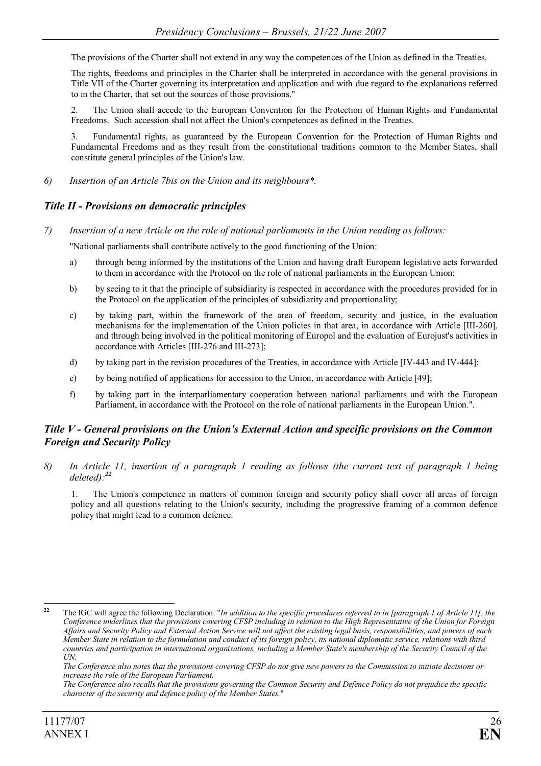The provisions of the Charter shall not extend in any way the competences of the Union as defined in the Treaties.

The rights, freedoms and principles in the Charter shall be interpreted in accordance with the general provisions in Title VII of the Charter governing its interpretation and application and with due regard to the explanations referred to in the Charter, that set out the sources of those provisions."

2. The Union shall accede to the European Convention for the Protection of Human Rights and Fundamental Freedoms. Such accession shall not affect the Union's competences as defined in the Treaties.

3. Fundamental rights, as guaranteed by the European Convention for the Protection of Human Rights and Fundamental Freedoms and as they result from the constitutional traditions common to the Member States, shall constitute general principles of the Union's law.

*6) Insertion of an Article 7bis on the Union and its neighbours\*.*

### *Title II - Provisions on democratic principles*

*7) Insertion of a new Article on the role of national parliaments in the Union reading as follows:*

"National parliaments shall contribute actively to the good functioning of the Union:

a) through being informed by the institutions of the Union and having draft European legislative acts forwarded to them in accordance with the Protocol on the role of national parliaments in the European Union;

b) by seeing to it that the principle of subsidiarity is respected in accordance with the procedures provided for in the Protocol on the application of the principles of subsidiarity and proportionality;

c) by taking part, within the framework of the area of freedom, security and justice, in the evaluation mechanisms for the implementation of the Union policies in that area, in accordance with Article [III-260], and through being involved in the political monitoring of Europol and the evaluation of Eurojust's activities in accordance with Articles [III-276 and III-273];

d) by taking part in the revision procedures of the Treaties, in accordance with Article [IV-443 and IV-444]:

e) by being notified of applications for accession to the Union, in accordance with Article [49];

f) by taking part in the interparliamentary cooperation between national parliaments and with the European Parliament, in accordance with the Protocol on the role of national parliaments in the European Union.".

### *Title V - General provisions on the Union's External Action and specific provisions on the Common Foreign and Security Policy*

*8) In Article 11, insertion of a paragraph 1 reading as follows (the current text of paragraph 1 being deleted):*[22]

1. The Union's competence in matters of common foreign and security policy shall cover all areas of foreign policy and all questions relating to the Union's security, including the progressive framing of a common defence policy that might lead to a common defence.

---

[22] The IGC will agree the following Declaration: "*In addition to the specific procedures referred to in [paragraph 1 of Article 11], the Conference underlines that the provisions covering CFSP including in relation to the High Representative of the Union for Foreign Affairs and Security Policy and External Action Service will not affect the existing legal basis, responsibilities, and powers of each Member State in relation to the formulation and conduct of its foreign policy, its national diplomatic service, relations with third countries and participation in international organisations, including a Member State's membership of the Security Council of the UN.*

*The Conference also notes that the provisions covering CFSP do not give new powers to the Commission to initiate decisions or increase the role of the European Parliament.*

*The Conference also recalls that the provisions governing the Common Security and Defence Policy do not prejudice the specific character of the security and defence policy of the Member States.*"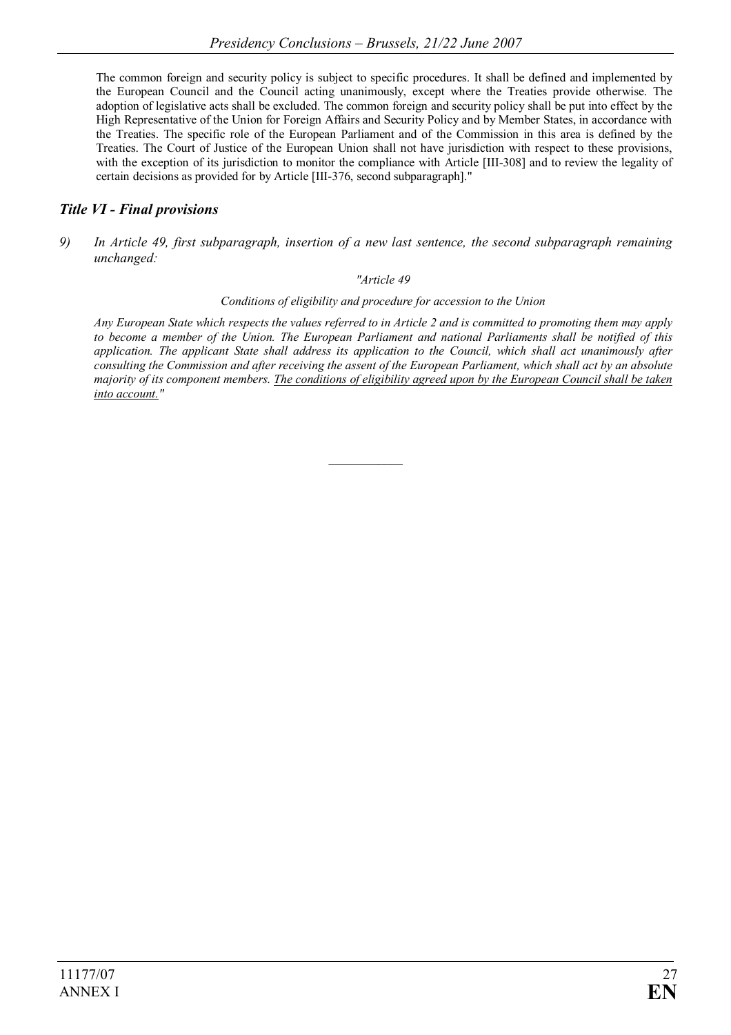The common foreign and security policy is subject to specific procedures. It shall be defined and implemented by the European Council and the Council acting unanimously, except where the Treaties provide otherwise. The adoption of legislative acts shall be excluded. The common foreign and security policy shall be put into effect by the High Representative of the Union for Foreign Affairs and Security Policy and by Member States, in accordance with the Treaties. The specific role of the European Parliament and of the Commission in this area is defined by the Treaties. The Court of Justice of the European Union shall not have jurisdiction with respect to these provisions, with the exception of its jurisdiction to monitor the compliance with Article [III-308] and to review the legality of certain decisions as provided for by Article [III-376, second subparagraph]."

### *Title VI - Final provisions*

*9) In Article 49, first subparagraph, insertion of a new last sentence, the second subparagraph remaining unchanged:*

*"Article 49*

*Conditions of eligibility and procedure for accession to the Union*

*Any European State which respects the values referred to in Article 2 and is committed to promoting them may apply to become a member of the Union. The European Parliament and national Parliaments shall be notified of this application. The applicant State shall address its application to the Council, which shall act unanimously after consulting the Commission and after receiving the assent of the European Parliament, which shall act by an absolute majority of its component members. <u>The conditions of eligibility agreed upon by the European Council shall be taken into account."</u>*

---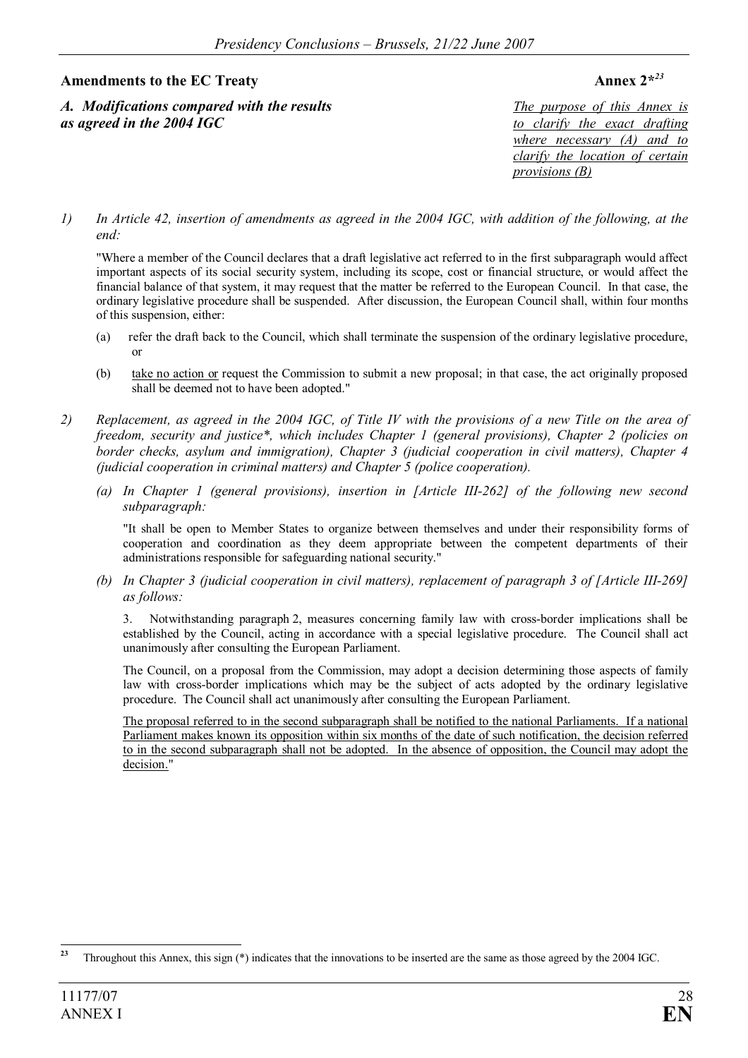## Amendments to the EC Treaty

**Annex 2***[23]

*A. Modifications compared with the results as agreed in the 2004 IGC*

*The purpose of this Annex is to clarify the exact drafting where necessary (A) and to clarify the location of certain provisions (B)*

1) *In Article 42, insertion of amendments as agreed in the 2004 IGC, with addition of the following, at the end:*

"Where a member of the Council declares that a draft legislative act referred to in the first subparagraph would affect important aspects of its social security system, including its scope, cost or financial structure, or would affect the financial balance of that system, it may request that the matter be referred to the European Council. In that case, the ordinary legislative procedure shall be suspended. After discussion, the European Council shall, within four months of this suspension, either:

(a) refer the draft back to the Council, which shall terminate the suspension of the ordinary legislative procedure, or

(b) take no action or request the Commission to submit a new proposal; in that case, the act originally proposed shall be deemed not to have been adopted."

2) *Replacement, as agreed in the 2004 IGC, of Title IV with the provisions of a new Title on the area of freedom, security and justice*, which includes Chapter 1 (general provisions), Chapter 2 (policies on border checks, asylum and immigration), Chapter 3 (judicial cooperation in civil matters), Chapter 4 (judicial cooperation in criminal matters) and Chapter 5 (police cooperation).*

*(a) In Chapter 1 (general provisions), insertion in [Article III-262] of the following new second subparagraph:*

"It shall be open to Member States to organize between themselves and under their responsibility forms of cooperation and coordination as they deem appropriate between the competent departments of their administrations responsible for safeguarding national security."

*(b) In Chapter 3 (judicial cooperation in civil matters), replacement of paragraph 3 of [Article III-269] as follows:*

3. Notwithstanding paragraph 2, measures concerning family law with cross-border implications shall be established by the Council, acting in accordance with a special legislative procedure. The Council shall act unanimously after consulting the European Parliament.

The Council, on a proposal from the Commission, may adopt a decision determining those aspects of family law with cross-border implications which may be the subject of acts adopted by the ordinary legislative procedure. The Council shall act unanimously after consulting the European Parliament.

The proposal referred to in the second subparagraph shall be notified to the national Parliaments. If a national Parliament makes known its opposition within six months of the date of such notification, the decision referred to in the second subparagraph shall not be adopted. In the absence of opposition, the Council may adopt the decision."

---

[23] Throughout this Annex, this sign (*) indicates that the innovations to be inserted are the same as those agreed by the 2004 IGC.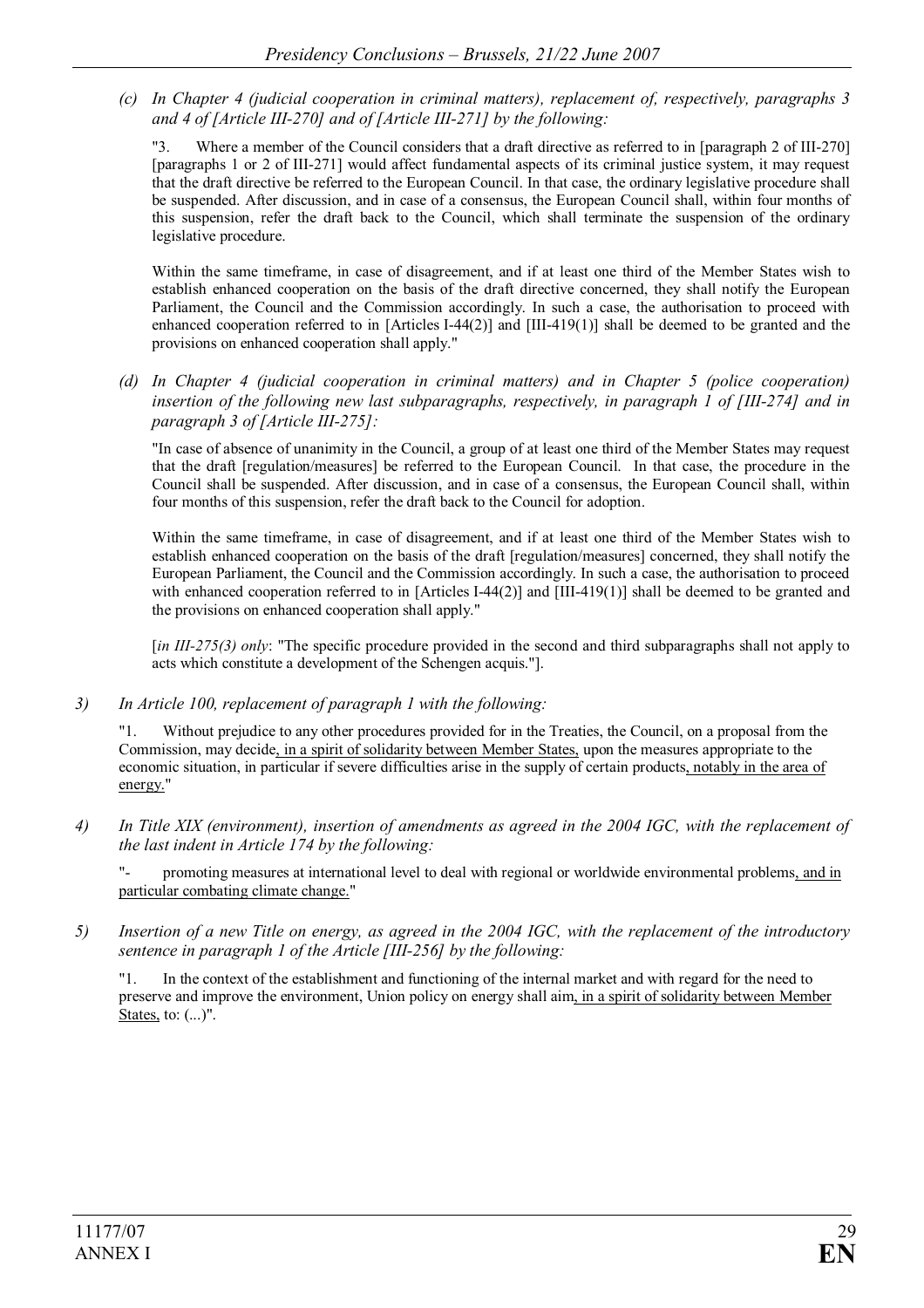*(c) In Chapter 4 (judicial cooperation in criminal matters), replacement of, respectively, paragraphs 3 and 4 of [Article III-270] and of [Article III-271] by the following:*

"3. Where a member of the Council considers that a draft directive as referred to in [paragraph 2 of III-270] [paragraphs 1 or 2 of III-271] would affect fundamental aspects of its criminal justice system, it may request that the draft directive be referred to the European Council. In that case, the ordinary legislative procedure shall be suspended. After discussion, and in case of a consensus, the European Council shall, within four months of this suspension, refer the draft back to the Council, which shall terminate the suspension of the ordinary legislative procedure.

Within the same timeframe, in case of disagreement, and if at least one third of the Member States wish to establish enhanced cooperation on the basis of the draft directive concerned, they shall notify the European Parliament, the Council and the Commission accordingly. In such a case, the authorisation to proceed with enhanced cooperation referred to in [Articles I-44(2)] and [III-419(1)] shall be deemed to be granted and the provisions on enhanced cooperation shall apply."

*(d) In Chapter 4 (judicial cooperation in criminal matters) and in Chapter 5 (police cooperation) insertion of the following new last subparagraphs, respectively, in paragraph 1 of [III-274] and in paragraph 3 of [Article III-275]:*

"In case of absence of unanimity in the Council, a group of at least one third of the Member States may request that the draft [regulation/measures] be referred to the European Council. In that case, the procedure in the Council shall be suspended. After discussion, and in case of a consensus, the European Council shall, within four months of this suspension, refer the draft back to the Council for adoption.

Within the same timeframe, in case of disagreement, and if at least one third of the Member States wish to establish enhanced cooperation on the basis of the draft [regulation/measures] concerned, they shall notify the European Parliament, the Council and the Commission accordingly. In such a case, the authorisation to proceed with enhanced cooperation referred to in [Articles I-44(2)] and [III-419(1)] shall be deemed to be granted and the provisions on enhanced cooperation shall apply."

[*in III-275(3) only*: "The specific procedure provided in the second and third subparagraphs shall not apply to acts which constitute a development of the Schengen acquis."].

*3) In Article 100, replacement of paragraph 1 with the following:*

"1. Without prejudice to any other procedures provided for in the Treaties, the Council, on a proposal from the Commission, may decide<u>, in a spirit of solidarity between Member States,</u> upon the measures appropriate to the economic situation, in particular if severe difficulties arise in the supply of certain products<u>, notably in the area of energy.</u>"

*4) In Title XIX (environment), insertion of amendments as agreed in the 2004 IGC, with the replacement of the last indent in Article 174 by the following:*

"- promoting measures at international level to deal with regional or worldwide environmental problems<u>, and in particular combating climate change.</u>"

*5) Insertion of a new Title on energy, as agreed in the 2004 IGC, with the replacement of the introductory sentence in paragraph 1 of the Article [III-256] by the following:*

"1. In the context of the establishment and functioning of the internal market and with regard for the need to preserve and improve the environment, Union policy on energy shall aim<u>, in a spirit of solidarity between Member States,</u> to: (...)".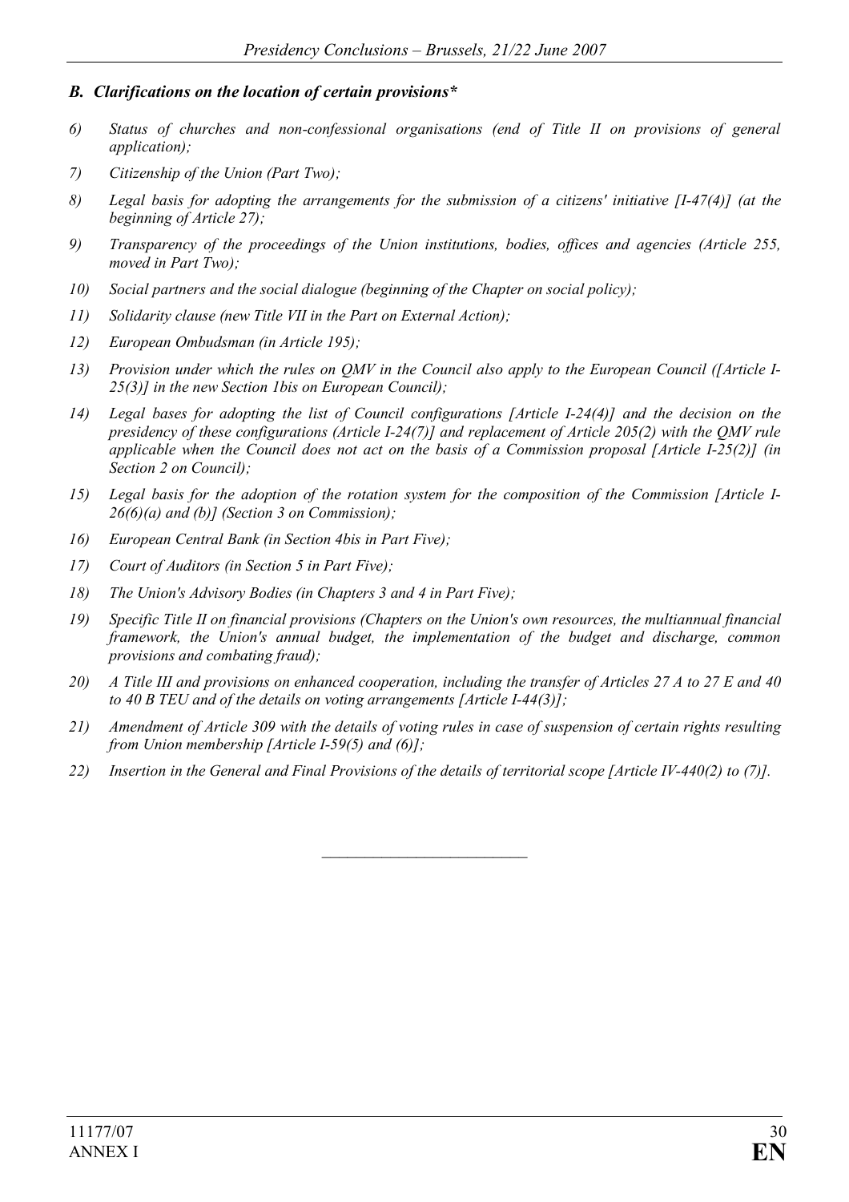### *B. Clarifications on the location of certain provisions**

*6) Status of churches and non-confessional organisations (end of Title II on provisions of general application);*

*7) Citizenship of the Union (Part Two);*

*8) Legal basis for adopting the arrangements for the submission of a citizens' initiative [I-47(4)] (at the beginning of Article 27);*

*9) Transparency of the proceedings of the Union institutions, bodies, offices and agencies (Article 255, moved in Part Two);*

*10) Social partners and the social dialogue (beginning of the Chapter on social policy);*

*11) Solidarity clause (new Title VII in the Part on External Action);*

*12) European Ombudsman (in Article 195);*

*13) Provision under which the rules on QMV in the Council also apply to the European Council ([Article I-25(3)] in the new Section 1bis on European Council);*

*14) Legal bases for adopting the list of Council configurations [Article I-24(4)] and the decision on the presidency of these configurations (Article I-24(7)] and replacement of Article 205(2) with the QMV rule applicable when the Council does not act on the basis of a Commission proposal [Article I-25(2)] (in Section 2 on Council);*

*15) Legal basis for the adoption of the rotation system for the composition of the Commission [Article I-26(6)(a) and (b)] (Section 3 on Commission);*

*16) European Central Bank (in Section 4bis in Part Five);*

*17) Court of Auditors (in Section 5 in Part Five);*

*18) The Union's Advisory Bodies (in Chapters 3 and 4 in Part Five);*

*19) Specific Title II on financial provisions (Chapters on the Union's own resources, the multiannual financial framework, the Union's annual budget, the implementation of the budget and discharge, common provisions and combating fraud);*

*20) A Title III and provisions on enhanced cooperation, including the transfer of Articles 27 A to 27 E and 40 to 40 B TEU and of the details on voting arrangements [Article I-44(3)];*

*21) Amendment of Article 309 with the details of voting rules in case of suspension of certain rights resulting from Union membership [Article I-59(5) and (6)];*

*22) Insertion in the General and Final Provisions of the details of territorial scope [Article IV-440(2) to (7)].*

---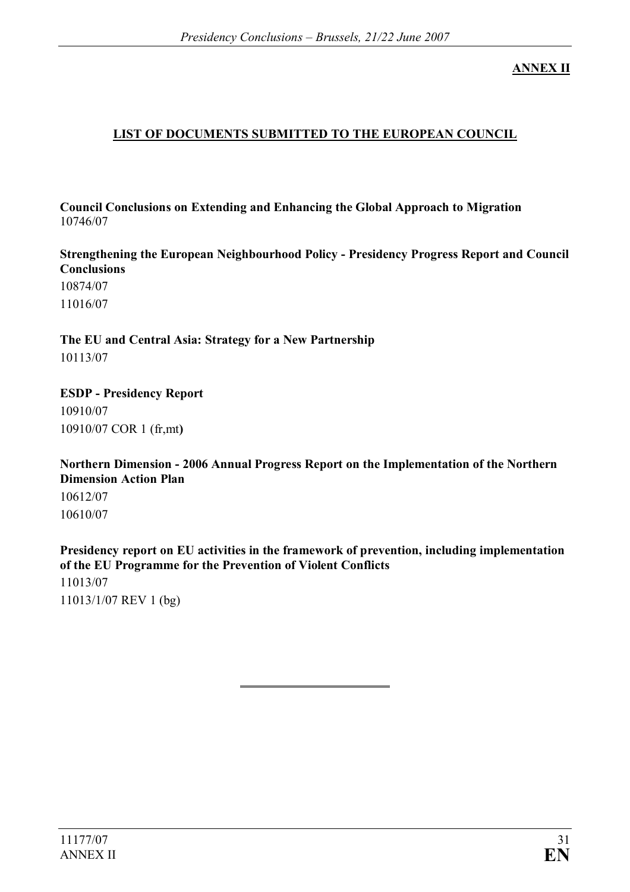**ANNEX II**

## LIST OF DOCUMENTS SUBMITTED TO THE EUROPEAN COUNCIL

**Council Conclusions on Extending and Enhancing the Global Approach to Migration**
10746/07

**Strengthening the European Neighbourhood Policy - Presidency Progress Report and Council Conclusions**
10874/07
11016/07

**The EU and Central Asia: Strategy for a New Partnership**
10113/07

**ESDP - Presidency Report**
10910/07
10910/07 COR 1 (fr,mt)

**Northern Dimension - 2006 Annual Progress Report on the Implementation of the Northern Dimension Action Plan**
10612/07
10610/07

**Presidency report on EU activities in the framework of prevention, including implementation of the EU Programme for the Prevention of Violent Conflicts**
11013/07
11013/1/07 REV 1 (bg)